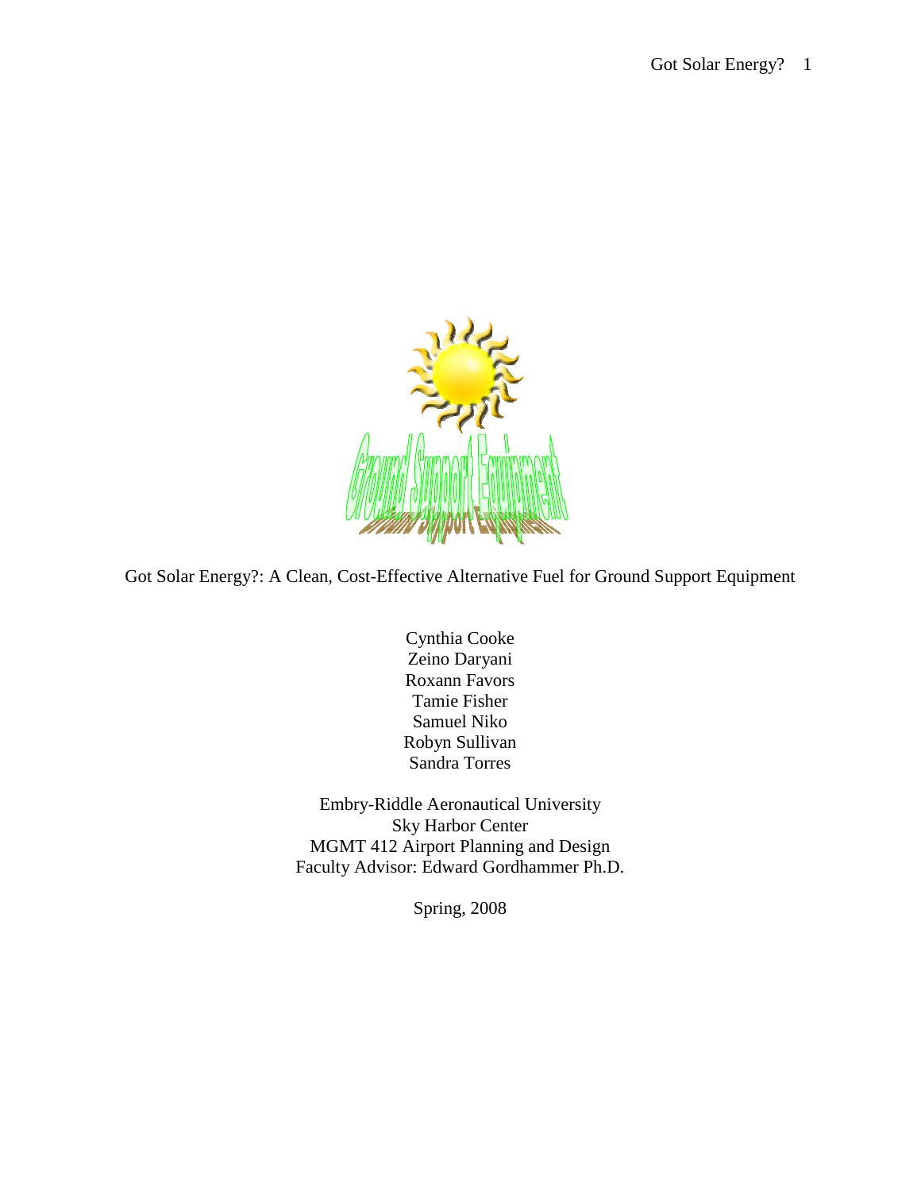Got Solar Energy?: A Clean, Cost-Effective Alternative Fuel for Ground Support Equipment

Cynthia Cooke
Zeino Daryani
Roxann Favors
Tamie Fisher
Samuel Niko
Robyn Sullivan
Sandra Torres

Embry-Riddle Aeronautical University
Sky Harbor Center
MGMT 412 Airport Planning and Design
Faculty Advisor: Edward Gordhammer Ph.D.

Spring, 2008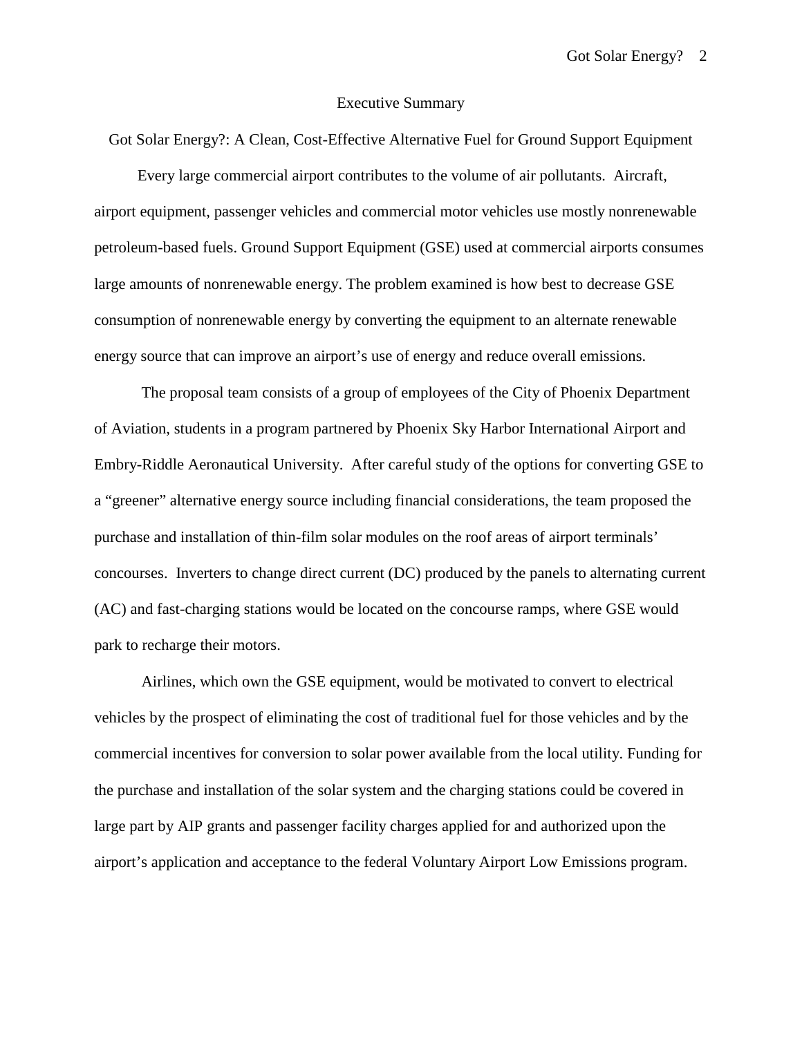# Executive Summary

## Got Solar Energy?: A Clean, Cost-Effective Alternative Fuel for Ground Support Equipment

Every large commercial airport contributes to the volume of air pollutants. Aircraft, airport equipment, passenger vehicles and commercial motor vehicles use mostly nonrenewable petroleum-based fuels. Ground Support Equipment (GSE) used at commercial airports consumes large amounts of nonrenewable energy. The problem examined is how best to decrease GSE consumption of nonrenewable energy by converting the equipment to an alternate renewable energy source that can improve an airport's use of energy and reduce overall emissions.

The proposal team consists of a group of employees of the City of Phoenix Department of Aviation, students in a program partnered by Phoenix Sky Harbor International Airport and Embry-Riddle Aeronautical University. After careful study of the options for converting GSE to a "greener" alternative energy source including financial considerations, the team proposed the purchase and installation of thin-film solar modules on the roof areas of airport terminals' concourses. Inverters to change direct current (DC) produced by the panels to alternating current (AC) and fast-charging stations would be located on the concourse ramps, where GSE would park to recharge their motors.

Airlines, which own the GSE equipment, would be motivated to convert to electrical vehicles by the prospect of eliminating the cost of traditional fuel for those vehicles and by the commercial incentives for conversion to solar power available from the local utility. Funding for the purchase and installation of the solar system and the charging stations could be covered in large part by AIP grants and passenger facility charges applied for and authorized upon the airport's application and acceptance to the federal Voluntary Airport Low Emissions program.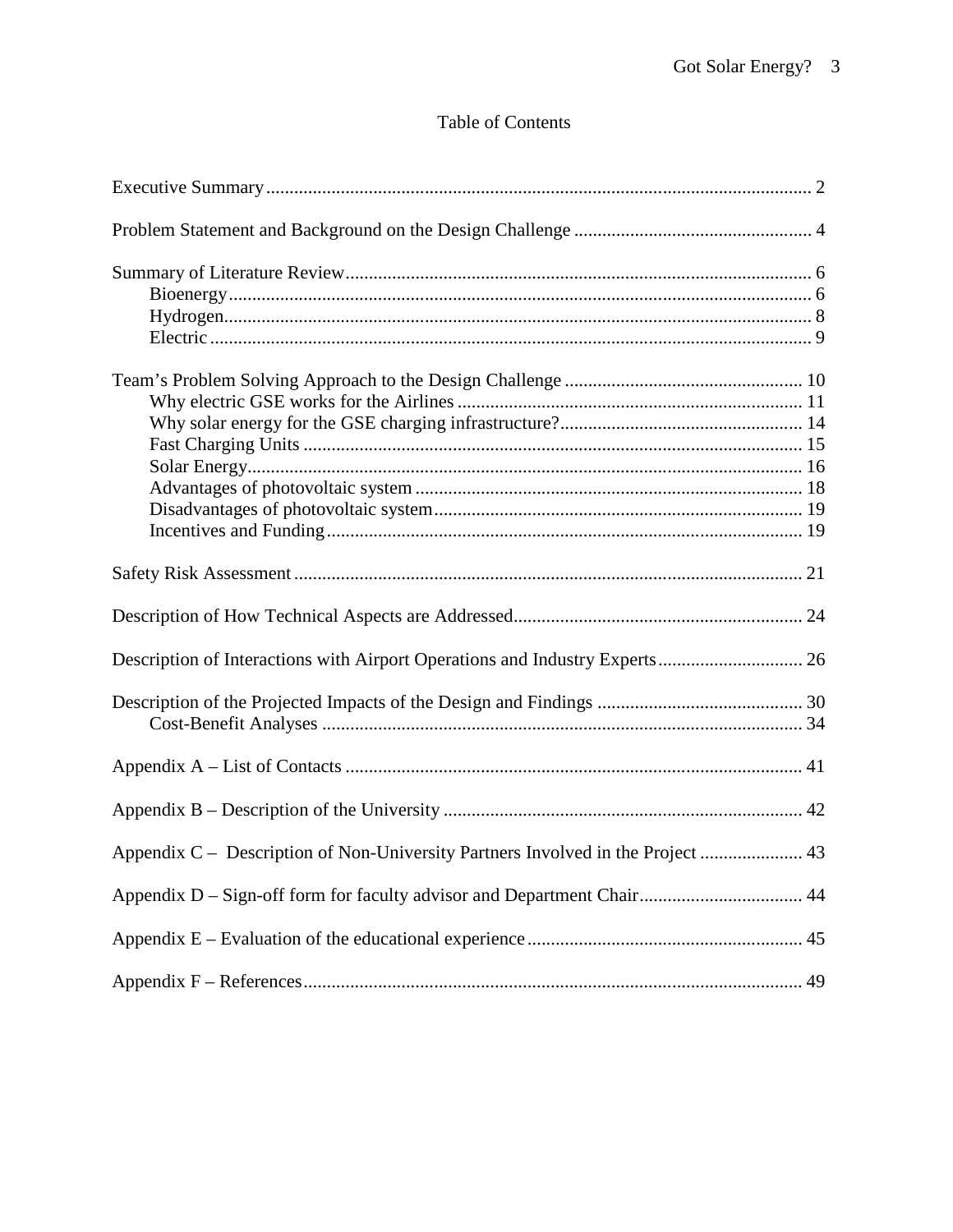# Table of Contents

Executive Summary .................................................................................................................... 2

Problem Statement and Background on the Design Challenge .................................................. 4

Summary of Literature Review .................................................................................................. 6
- Bioenergy ............................................................................................................................ 6
- Hydrogen ............................................................................................................................. 8
- Electric ................................................................................................................................ 9

Team's Problem Solving Approach to the Design Challenge .................................................. 10
- Why electric GSE works for the Airlines ......................................................................... 11
- Why solar energy for the GSE charging infrastructure? ................................................... 14
- Fast Charging Units .......................................................................................................... 15
- Solar Energy ...................................................................................................................... 16
- Advantages of photovoltaic system .................................................................................. 18
- Disadvantages of photovoltaic system .............................................................................. 19
- Incentives and Funding ..................................................................................................... 19

Safety Risk Assessment ............................................................................................................ 21

Description of How Technical Aspects are Addressed ............................................................. 24

Description of Interactions with Airport Operations and Industry Experts ............................... 26

Description of the Projected Impacts of the Design and Findings ............................................ 30
- Cost-Benefit Analyses ...................................................................................................... 34

Appendix A – List of Contacts ................................................................................................. 41

Appendix B – Description of the University ............................................................................ 42

Appendix C – Description of Non-University Partners Involved in the Project ...................... 43

Appendix D – Sign-off form for faculty advisor and Department Chair .................................. 44

Appendix E – Evaluation of the educational experience .......................................................... 45

Appendix F – References .......................................................................................................... 49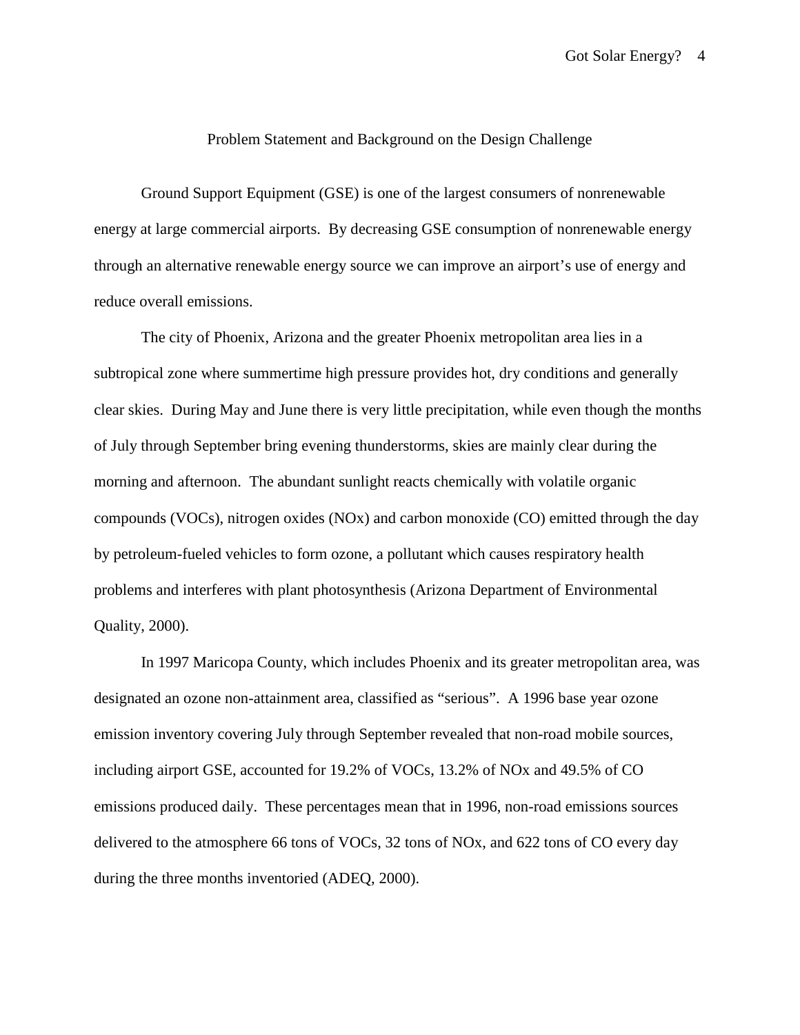## Problem Statement and Background on the Design Challenge

Ground Support Equipment (GSE) is one of the largest consumers of nonrenewable energy at large commercial airports. By decreasing GSE consumption of nonrenewable energy through an alternative renewable energy source we can improve an airport's use of energy and reduce overall emissions.

The city of Phoenix, Arizona and the greater Phoenix metropolitan area lies in a subtropical zone where summertime high pressure provides hot, dry conditions and generally clear skies. During May and June there is very little precipitation, while even though the months of July through September bring evening thunderstorms, skies are mainly clear during the morning and afternoon. The abundant sunlight reacts chemically with volatile organic compounds (VOCs), nitrogen oxides (NOx) and carbon monoxide (CO) emitted through the day by petroleum-fueled vehicles to form ozone, a pollutant which causes respiratory health problems and interferes with plant photosynthesis (Arizona Department of Environmental Quality, 2000).

In 1997 Maricopa County, which includes Phoenix and its greater metropolitan area, was designated an ozone non-attainment area, classified as "serious". A 1996 base year ozone emission inventory covering July through September revealed that non-road mobile sources, including airport GSE, accounted for 19.2% of VOCs, 13.2% of NOx and 49.5% of CO emissions produced daily. These percentages mean that in 1996, non-road emissions sources delivered to the atmosphere 66 tons of VOCs, 32 tons of NOx, and 622 tons of CO every day during the three months inventoried (ADEQ, 2000).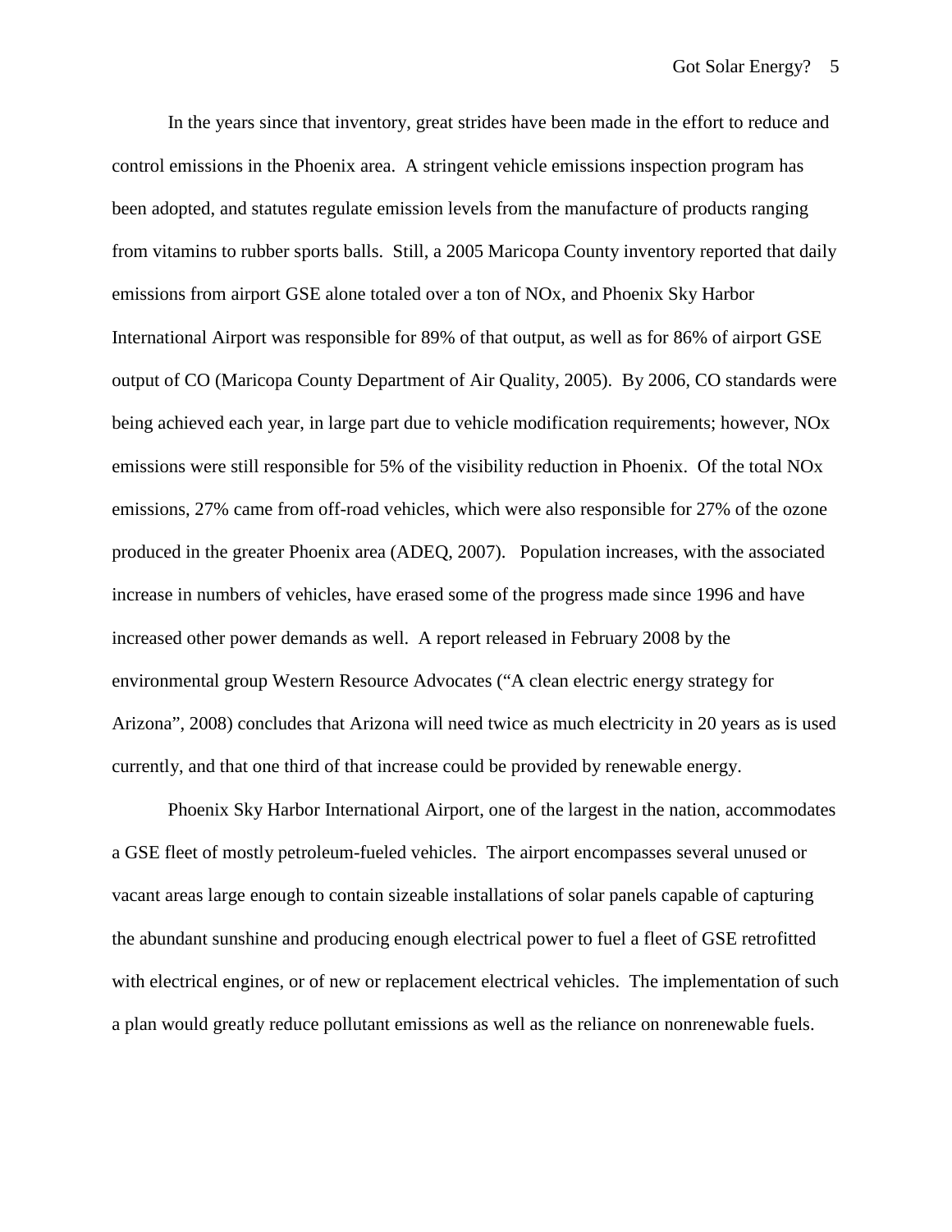In the years since that inventory, great strides have been made in the effort to reduce and control emissions in the Phoenix area. A stringent vehicle emissions inspection program has been adopted, and statutes regulate emission levels from the manufacture of products ranging from vitamins to rubber sports balls. Still, a 2005 Maricopa County inventory reported that daily emissions from airport GSE alone totaled over a ton of NOx, and Phoenix Sky Harbor International Airport was responsible for 89% of that output, as well as for 86% of airport GSE output of CO (Maricopa County Department of Air Quality, 2005). By 2006, CO standards were being achieved each year, in large part due to vehicle modification requirements; however, NOx emissions were still responsible for 5% of the visibility reduction in Phoenix. Of the total NOx emissions, 27% came from off-road vehicles, which were also responsible for 27% of the ozone produced in the greater Phoenix area (ADEQ, 2007). Population increases, with the associated increase in numbers of vehicles, have erased some of the progress made since 1996 and have increased other power demands as well. A report released in February 2008 by the environmental group Western Resource Advocates ("A clean electric energy strategy for Arizona", 2008) concludes that Arizona will need twice as much electricity in 20 years as is used currently, and that one third of that increase could be provided by renewable energy.

Phoenix Sky Harbor International Airport, one of the largest in the nation, accommodates a GSE fleet of mostly petroleum-fueled vehicles. The airport encompasses several unused or vacant areas large enough to contain sizeable installations of solar panels capable of capturing the abundant sunshine and producing enough electrical power to fuel a fleet of GSE retrofitted with electrical engines, or of new or replacement electrical vehicles. The implementation of such a plan would greatly reduce pollutant emissions as well as the reliance on nonrenewable fuels.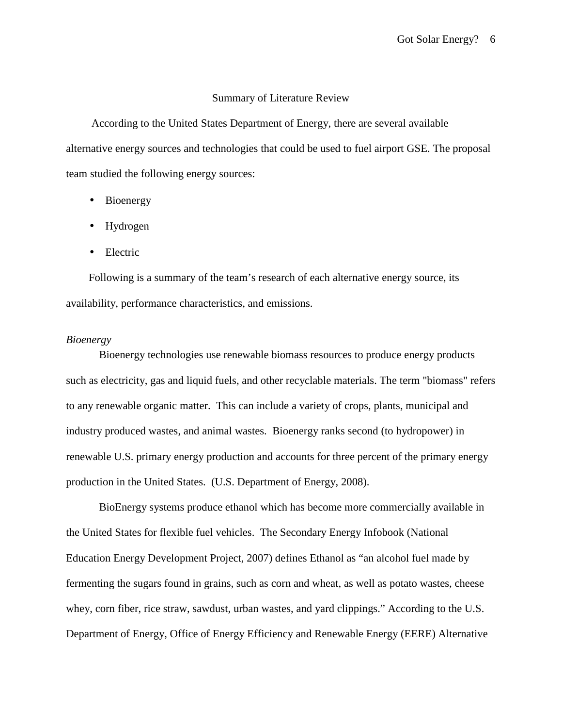## Summary of Literature Review

According to the United States Department of Energy, there are several available alternative energy sources and technologies that could be used to fuel airport GSE. The proposal team studied the following energy sources:

- Bioenergy
- Hydrogen
- Electric

Following is a summary of the team's research of each alternative energy source, its availability, performance characteristics, and emissions.

### *Bioenergy*

Bioenergy technologies use renewable biomass resources to produce energy products such as electricity, gas and liquid fuels, and other recyclable materials. The term "biomass" refers to any renewable organic matter. This can include a variety of crops, plants, municipal and industry produced wastes, and animal wastes. Bioenergy ranks second (to hydropower) in renewable U.S. primary energy production and accounts for three percent of the primary energy production in the United States. (U.S. Department of Energy, 2008).

BioEnergy systems produce ethanol which has become more commercially available in the United States for flexible fuel vehicles. The Secondary Energy Infobook (National Education Energy Development Project, 2007) defines Ethanol as "an alcohol fuel made by fermenting the sugars found in grains, such as corn and wheat, as well as potato wastes, cheese whey, corn fiber, rice straw, sawdust, urban wastes, and yard clippings." According to the U.S. Department of Energy, Office of Energy Efficiency and Renewable Energy (EERE) Alternative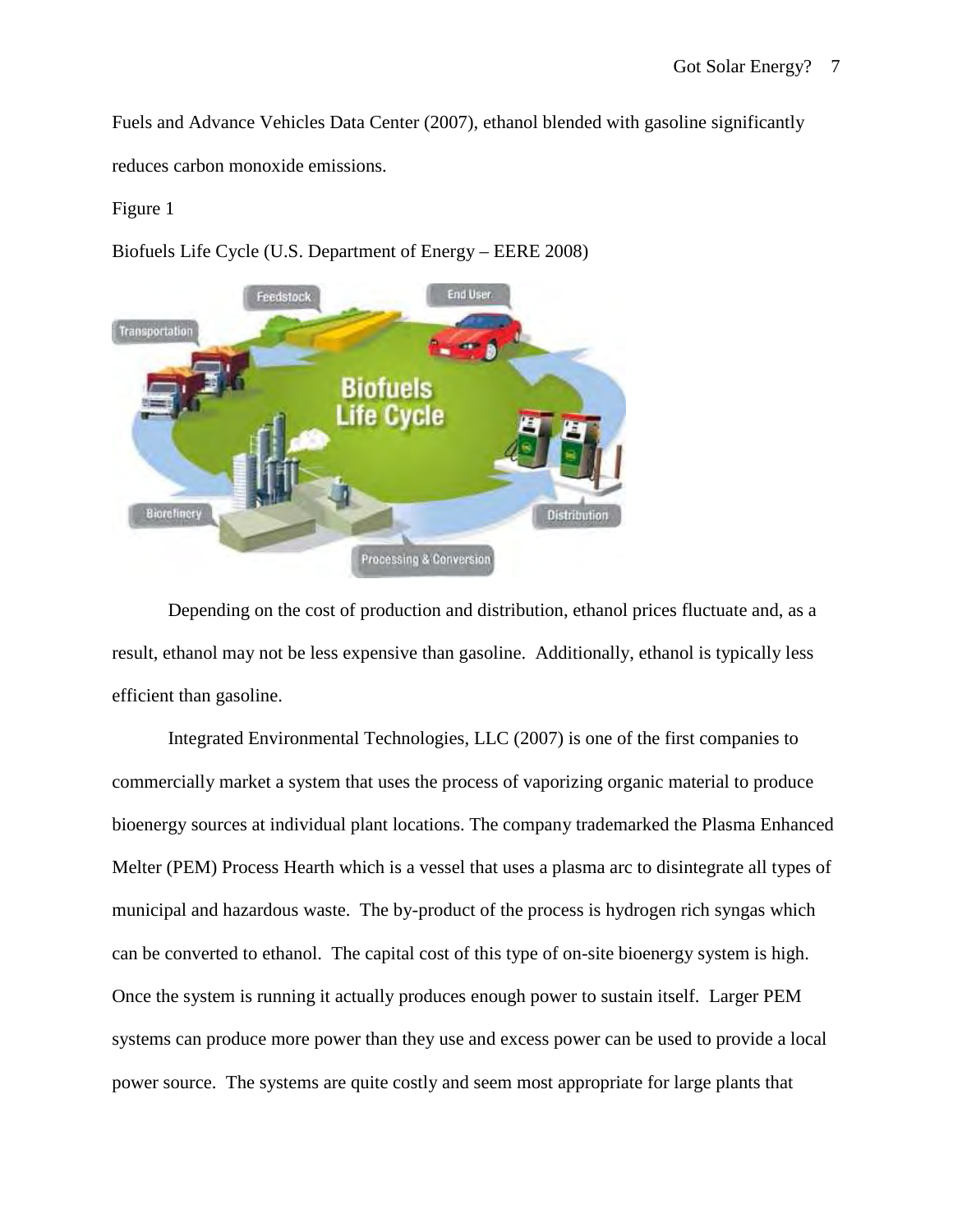Fuels and Advance Vehicles Data Center (2007), ethanol blended with gasoline significantly reduces carbon monoxide emissions.

Figure 1

Biofuels Life Cycle (U.S. Department of Energy – EERE 2008)

Depending on the cost of production and distribution, ethanol prices fluctuate and, as a result, ethanol may not be less expensive than gasoline. Additionally, ethanol is typically less efficient than gasoline.

Integrated Environmental Technologies, LLC (2007) is one of the first companies to commercially market a system that uses the process of vaporizing organic material to produce bioenergy sources at individual plant locations. The company trademarked the Plasma Enhanced Melter (PEM) Process Hearth which is a vessel that uses a plasma arc to disintegrate all types of municipal and hazardous waste. The by-product of the process is hydrogen rich syngas which can be converted to ethanol. The capital cost of this type of on-site bioenergy system is high. Once the system is running it actually produces enough power to sustain itself. Larger PEM systems can produce more power than they use and excess power can be used to provide a local power source. The systems are quite costly and seem most appropriate for large plants that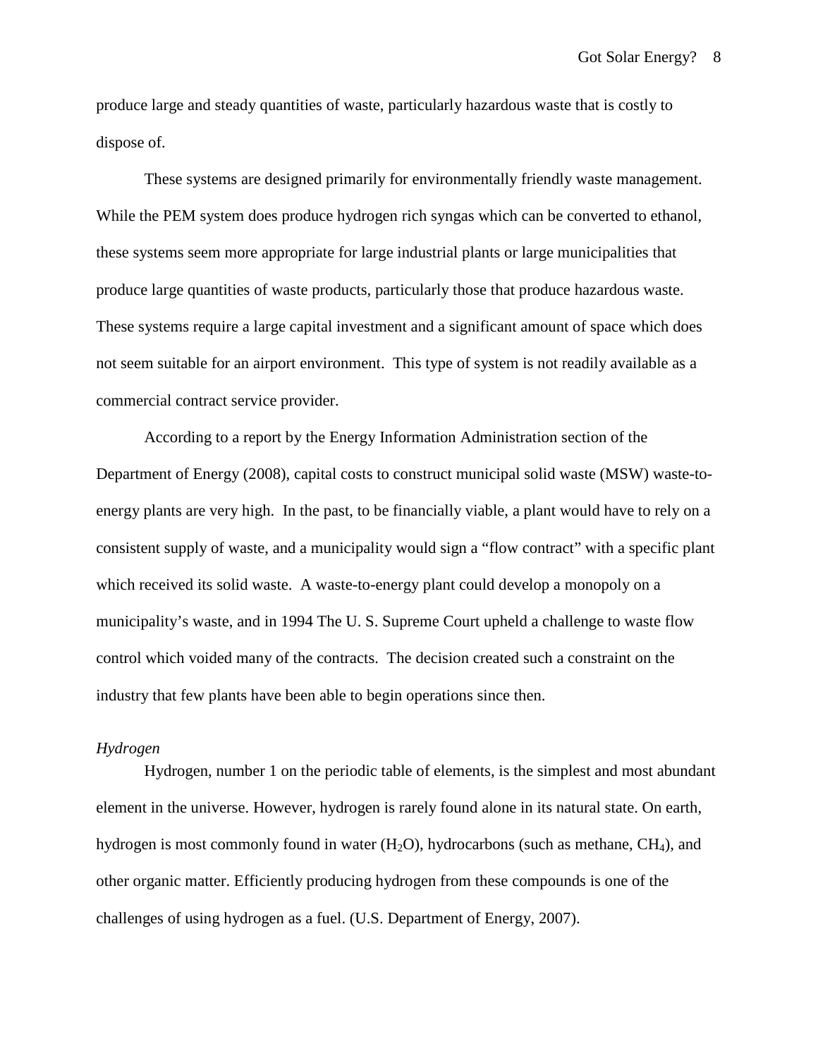produce large and steady quantities of waste, particularly hazardous waste that is costly to dispose of.

These systems are designed primarily for environmentally friendly waste management. While the PEM system does produce hydrogen rich syngas which can be converted to ethanol, these systems seem more appropriate for large industrial plants or large municipalities that produce large quantities of waste products, particularly those that produce hazardous waste. These systems require a large capital investment and a significant amount of space which does not seem suitable for an airport environment. This type of system is not readily available as a commercial contract service provider.

According to a report by the Energy Information Administration section of the Department of Energy (2008), capital costs to construct municipal solid waste (MSW) waste-to-energy plants are very high. In the past, to be financially viable, a plant would have to rely on a consistent supply of waste, and a municipality would sign a "flow contract" with a specific plant which received its solid waste. A waste-to-energy plant could develop a monopoly on a municipality's waste, and in 1994 The U. S. Supreme Court upheld a challenge to waste flow control which voided many of the contracts. The decision created such a constraint on the industry that few plants have been able to begin operations since then.

*Hydrogen*

Hydrogen, number 1 on the periodic table of elements, is the simplest and most abundant element in the universe. However, hydrogen is rarely found alone in its natural state. On earth, hydrogen is most commonly found in water ($H_2O$), hydrocarbons (such as methane, $CH_4$), and other organic matter. Efficiently producing hydrogen from these compounds is one of the challenges of using hydrogen as a fuel. (U.S. Department of Energy, 2007).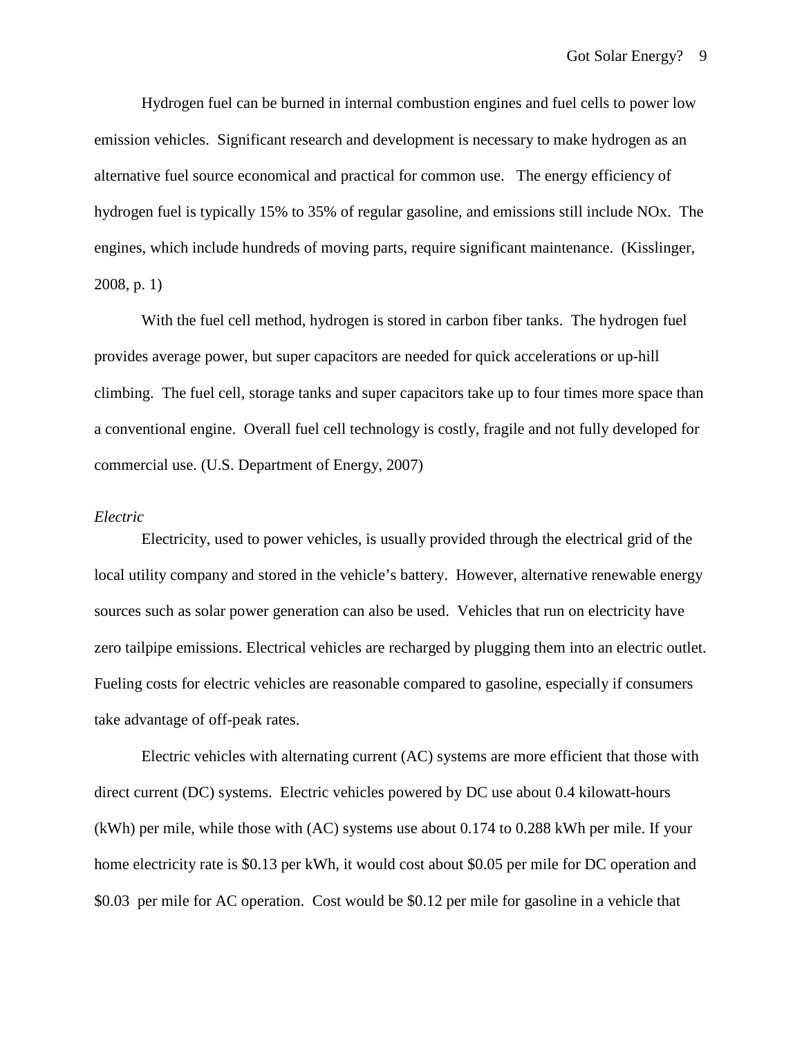Hydrogen fuel can be burned in internal combustion engines and fuel cells to power low emission vehicles. Significant research and development is necessary to make hydrogen as an alternative fuel source economical and practical for common use. The energy efficiency of hydrogen fuel is typically 15% to 35% of regular gasoline, and emissions still include NOx. The engines, which include hundreds of moving parts, require significant maintenance. (Kisslinger, 2008, p. 1)

With the fuel cell method, hydrogen is stored in carbon fiber tanks. The hydrogen fuel provides average power, but super capacitors are needed for quick accelerations or up-hill climbing. The fuel cell, storage tanks and super capacitors take up to four times more space than a conventional engine. Overall fuel cell technology is costly, fragile and not fully developed for commercial use. (U.S. Department of Energy, 2007)

*Electric*

Electricity, used to power vehicles, is usually provided through the electrical grid of the local utility company and stored in the vehicle's battery. However, alternative renewable energy sources such as solar power generation can also be used. Vehicles that run on electricity have zero tailpipe emissions. Electrical vehicles are recharged by plugging them into an electric outlet. Fueling costs for electric vehicles are reasonable compared to gasoline, especially if consumers take advantage of off-peak rates.

Electric vehicles with alternating current (AC) systems are more efficient that those with direct current (DC) systems. Electric vehicles powered by DC use about 0.4 kilowatt-hours (kWh) per mile, while those with (AC) systems use about 0.174 to 0.288 kWh per mile. If your home electricity rate is $0.13 per kWh, it would cost about $0.05 per mile for DC operation and $0.03 per mile for AC operation. Cost would be $0.12 per mile for gasoline in a vehicle that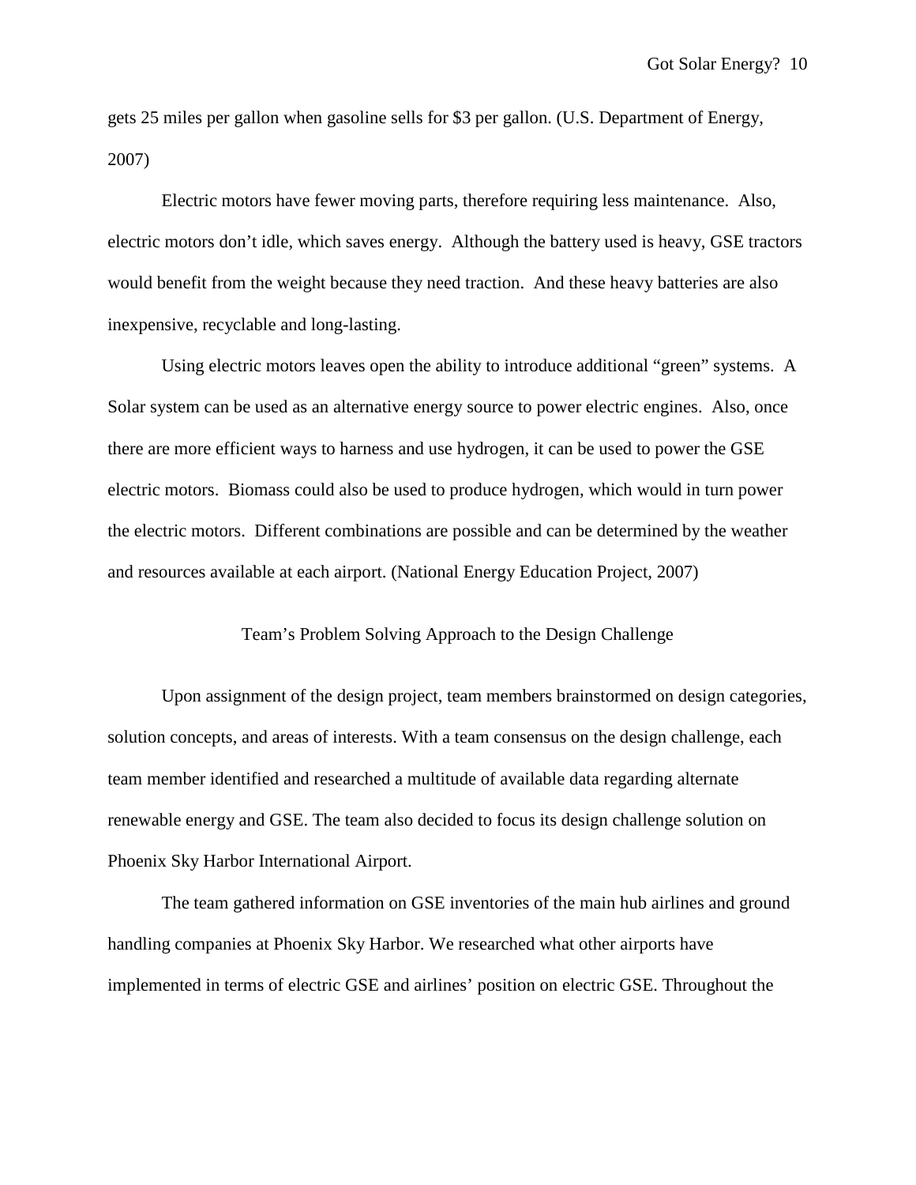gets 25 miles per gallon when gasoline sells for $3 per gallon. (U.S. Department of Energy, 2007)

Electric motors have fewer moving parts, therefore requiring less maintenance. Also, electric motors don't idle, which saves energy. Although the battery used is heavy, GSE tractors would benefit from the weight because they need traction. And these heavy batteries are also inexpensive, recyclable and long-lasting.

Using electric motors leaves open the ability to introduce additional "green" systems. A Solar system can be used as an alternative energy source to power electric engines. Also, once there are more efficient ways to harness and use hydrogen, it can be used to power the GSE electric motors. Biomass could also be used to produce hydrogen, which would in turn power the electric motors. Different combinations are possible and can be determined by the weather and resources available at each airport. (National Energy Education Project, 2007)

## Team's Problem Solving Approach to the Design Challenge

Upon assignment of the design project, team members brainstormed on design categories, solution concepts, and areas of interests. With a team consensus on the design challenge, each team member identified and researched a multitude of available data regarding alternate renewable energy and GSE. The team also decided to focus its design challenge solution on Phoenix Sky Harbor International Airport.

The team gathered information on GSE inventories of the main hub airlines and ground handling companies at Phoenix Sky Harbor. We researched what other airports have implemented in terms of electric GSE and airlines' position on electric GSE. Throughout the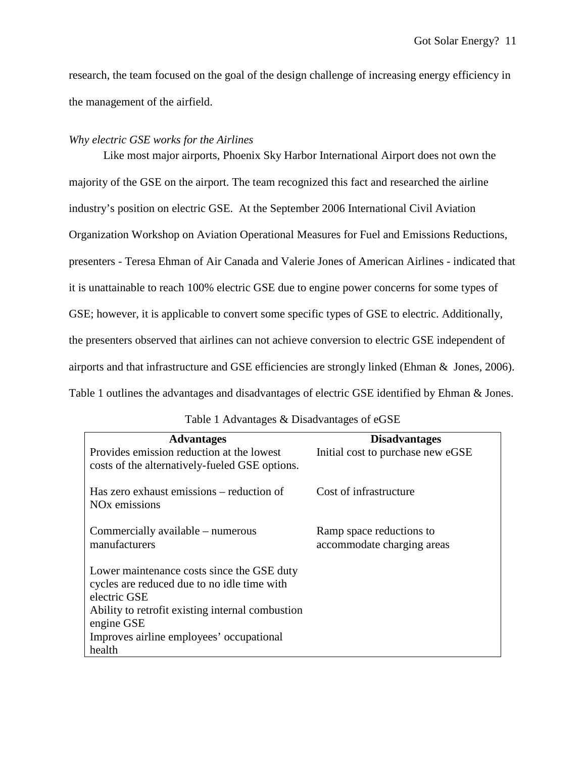research, the team focused on the goal of the design challenge of increasing energy efficiency in the management of the airfield.

*Why electric GSE works for the Airlines*

Like most major airports, Phoenix Sky Harbor International Airport does not own the majority of the GSE on the airport. The team recognized this fact and researched the airline industry's position on electric GSE. At the September 2006 International Civil Aviation Organization Workshop on Aviation Operational Measures for Fuel and Emissions Reductions, presenters - Teresa Ehman of Air Canada and Valerie Jones of American Airlines - indicated that it is unattainable to reach 100% electric GSE due to engine power concerns for some types of GSE; however, it is applicable to convert some specific types of GSE to electric. Additionally, the presenters observed that airlines can not achieve conversion to electric GSE independent of airports and that infrastructure and GSE efficiencies are strongly linked (Ehman & Jones, 2006). Table 1 outlines the advantages and disadvantages of electric GSE identified by Ehman & Jones.

Table 1 Advantages & Disadvantages of eGSE

| Advantages | Disadvantages |
|---|---|
| Provides emission reduction at the lowest costs of the alternatively-fueled GSE options. | Initial cost to purchase new eGSE |
| Has zero exhaust emissions – reduction of NOx emissions | Cost of infrastructure |
| Commercially available – numerous manufacturers | Ramp space reductions to accommodate charging areas |
| Lower maintenance costs since the GSE duty cycles are reduced due to no idle time with electric GSE | |
| Ability to retrofit existing internal combustion engine GSE | |
| Improves airline employees' occupational health | |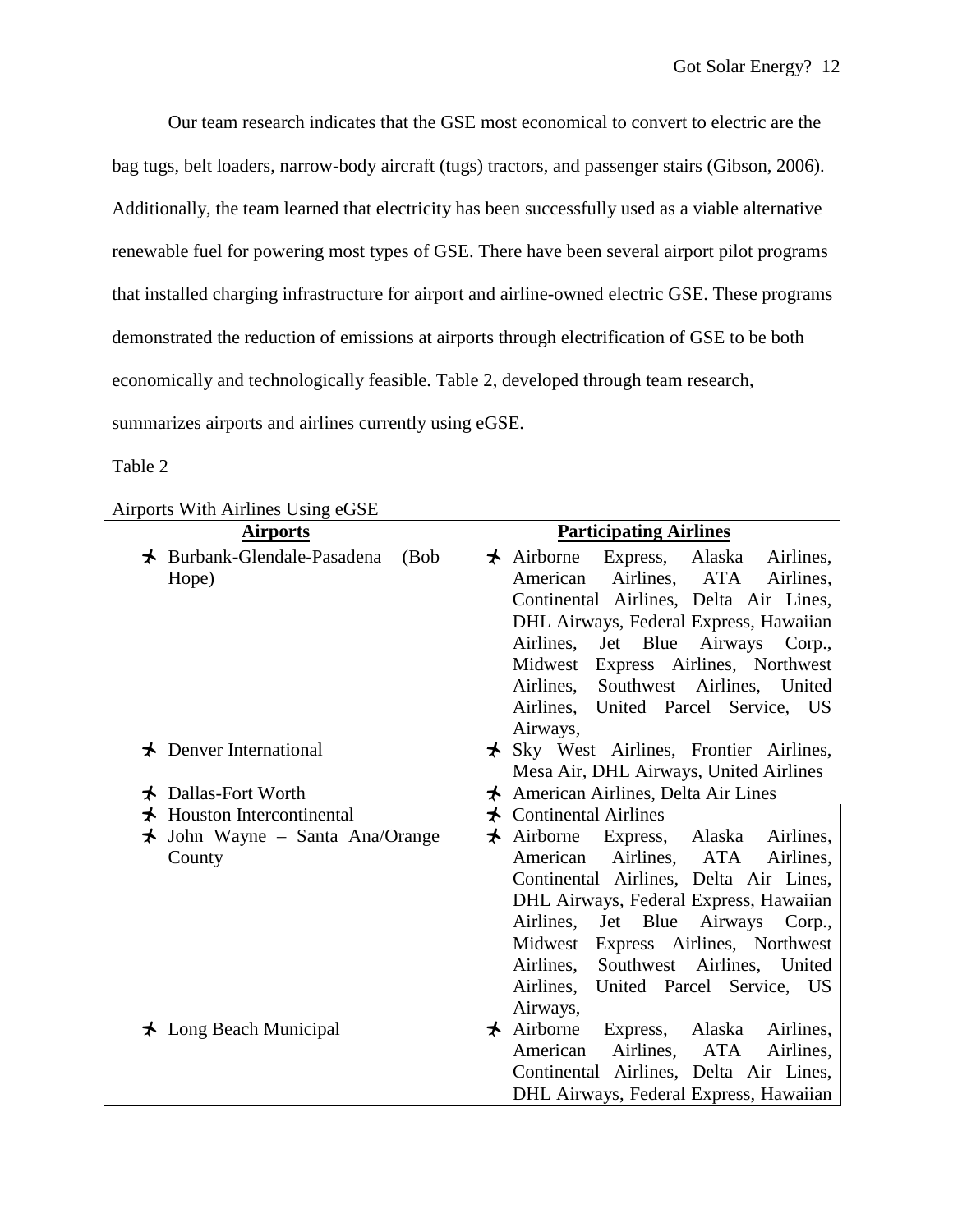Our team research indicates that the GSE most economical to convert to electric are the bag tugs, belt loaders, narrow-body aircraft (tugs) tractors, and passenger stairs (Gibson, 2006). Additionally, the team learned that electricity has been successfully used as a viable alternative renewable fuel for powering most types of GSE. There have been several airport pilot programs that installed charging infrastructure for airport and airline-owned electric GSE. These programs demonstrated the reduction of emissions at airports through electrification of GSE to be both economically and technologically feasible. Table 2, developed through team research, summarizes airports and airlines currently using eGSE.

Table 2

Airports With Airlines Using eGSE

| **Airports** | **Participating Airlines** |
|---|---|
| ✈ Burbank-Glendale-Pasadena (Bob Hope) | ✈ Airborne Express, Alaska Airlines, American Airlines, ATA Airlines, Continental Airlines, Delta Air Lines, DHL Airways, Federal Express, Hawaiian Airlines, Jet Blue Airways Corp., Midwest Express Airlines, Northwest Airlines, Southwest Airlines, United Airlines, United Parcel Service, US Airways, |
| ✈ Denver International | ✈ Sky West Airlines, Frontier Airlines, Mesa Air, DHL Airways, United Airlines |
| ✈ Dallas-Fort Worth | ✈ American Airlines, Delta Air Lines |
| ✈ Houston Intercontinental | ✈ Continental Airlines |
| ✈ John Wayne – Santa Ana/Orange County | ✈ Airborne Express, Alaska Airlines, American Airlines, ATA Airlines, Continental Airlines, Delta Air Lines, DHL Airways, Federal Express, Hawaiian Airlines, Jet Blue Airways Corp., Midwest Express Airlines, Northwest Airlines, Southwest Airlines, United Airlines, United Parcel Service, US Airways, |
| ✈ Long Beach Municipal | ✈ Airborne Express, Alaska Airlines, American Airlines, ATA Airlines, Continental Airlines, Delta Air Lines, DHL Airways, Federal Express, Hawaiian |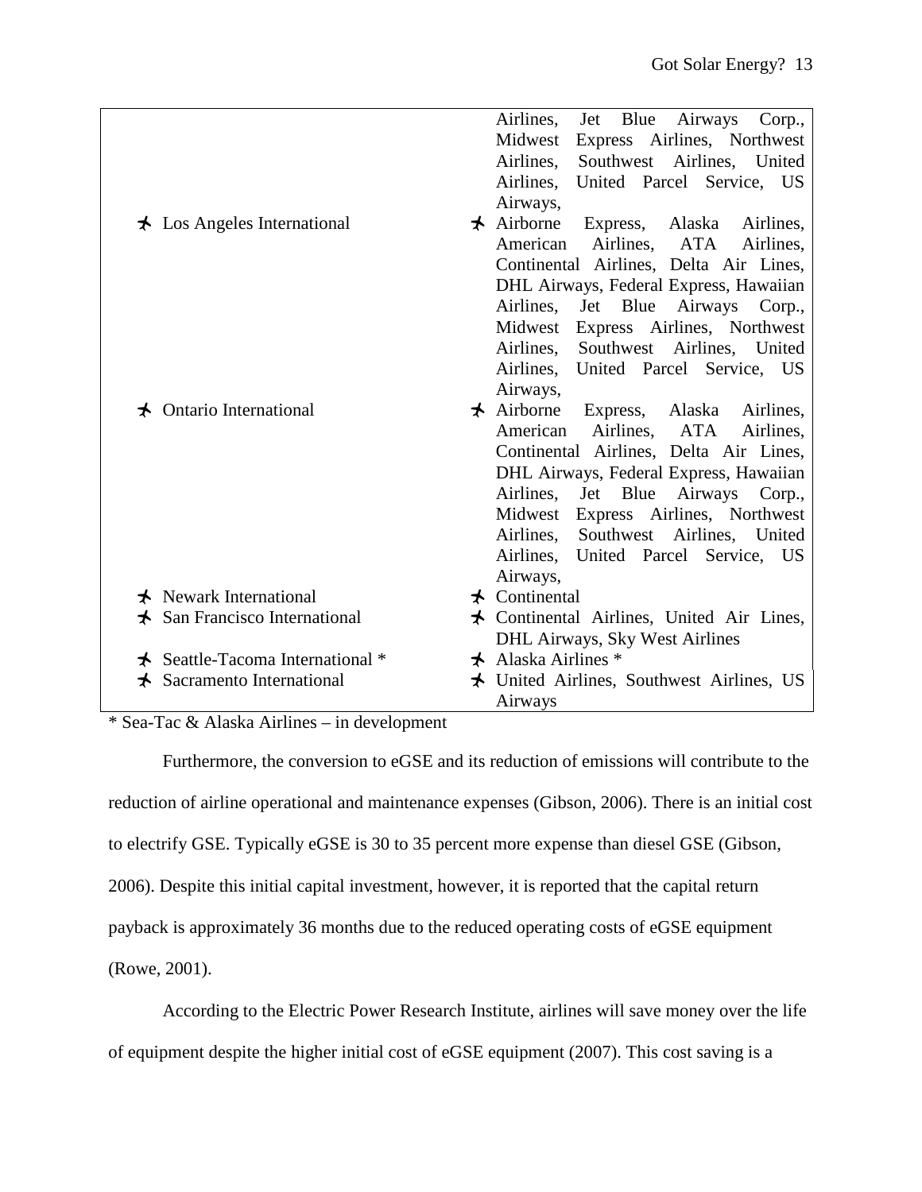| | |
|---|---|
| | Airlines, Jet Blue Airways Corp., Midwest Express Airlines, Northwest Airlines, Southwest Airlines, United Airlines, United Parcel Service, US Airways, |
| ✈ Los Angeles International | ✈ Airborne Express, Alaska Airlines, American Airlines, ATA Airlines, Continental Airlines, Delta Air Lines, DHL Airways, Federal Express, Hawaiian Airlines, Jet Blue Airways Corp., Midwest Express Airlines, Northwest Airlines, Southwest Airlines, United Airlines, United Parcel Service, US Airways, |
| ✈ Ontario International | ✈ Airborne Express, Alaska Airlines, American Airlines, ATA Airlines, Continental Airlines, Delta Air Lines, DHL Airways, Federal Express, Hawaiian Airlines, Jet Blue Airways Corp., Midwest Express Airlines, Northwest Airlines, Southwest Airlines, United Airlines, United Parcel Service, US Airways, |
| ✈ Newark International | ✈ Continental |
| ✈ San Francisco International | ✈ Continental Airlines, United Air Lines, DHL Airways, Sky West Airlines |
| ✈ Seattle-Tacoma International * | ✈ Alaska Airlines * |
| ✈ Sacramento International | ✈ United Airlines, Southwest Airlines, US Airways |

* Sea-Tac & Alaska Airlines – in development

Furthermore, the conversion to eGSE and its reduction of emissions will contribute to the reduction of airline operational and maintenance expenses (Gibson, 2006). There is an initial cost to electrify GSE. Typically eGSE is 30 to 35 percent more expense than diesel GSE (Gibson, 2006). Despite this initial capital investment, however, it is reported that the capital return payback is approximately 36 months due to the reduced operating costs of eGSE equipment (Rowe, 2001).

According to the Electric Power Research Institute, airlines will save money over the life of equipment despite the higher initial cost of eGSE equipment (2007). This cost saving is a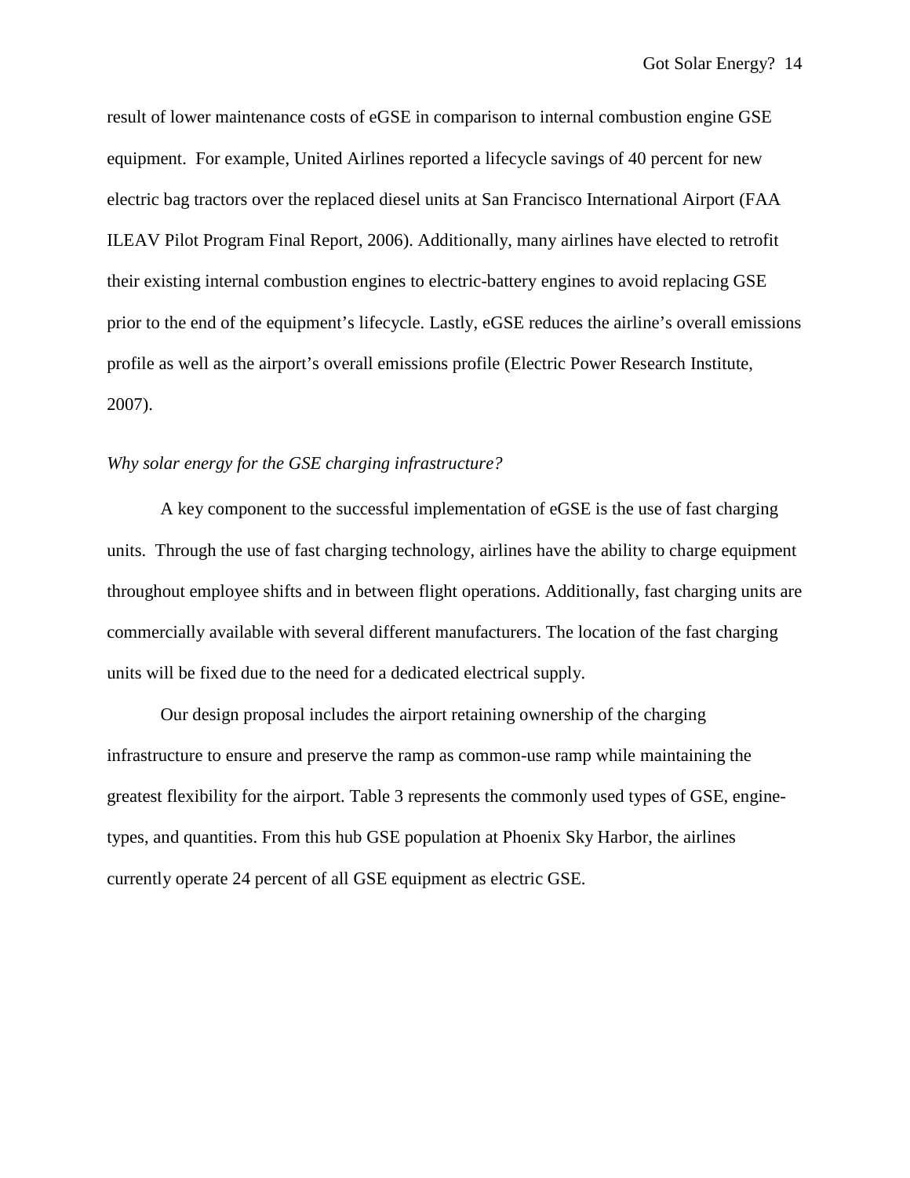result of lower maintenance costs of eGSE in comparison to internal combustion engine GSE equipment. For example, United Airlines reported a lifecycle savings of 40 percent for new electric bag tractors over the replaced diesel units at San Francisco International Airport (FAA ILEAV Pilot Program Final Report, 2006). Additionally, many airlines have elected to retrofit their existing internal combustion engines to electric-battery engines to avoid replacing GSE prior to the end of the equipment's lifecycle. Lastly, eGSE reduces the airline's overall emissions profile as well as the airport's overall emissions profile (Electric Power Research Institute, 2007).

*Why solar energy for the GSE charging infrastructure?*

A key component to the successful implementation of eGSE is the use of fast charging units. Through the use of fast charging technology, airlines have the ability to charge equipment throughout employee shifts and in between flight operations. Additionally, fast charging units are commercially available with several different manufacturers. The location of the fast charging units will be fixed due to the need for a dedicated electrical supply.

Our design proposal includes the airport retaining ownership of the charging infrastructure to ensure and preserve the ramp as common-use ramp while maintaining the greatest flexibility for the airport. Table 3 represents the commonly used types of GSE, engine-types, and quantities. From this hub GSE population at Phoenix Sky Harbor, the airlines currently operate 24 percent of all GSE equipment as electric GSE.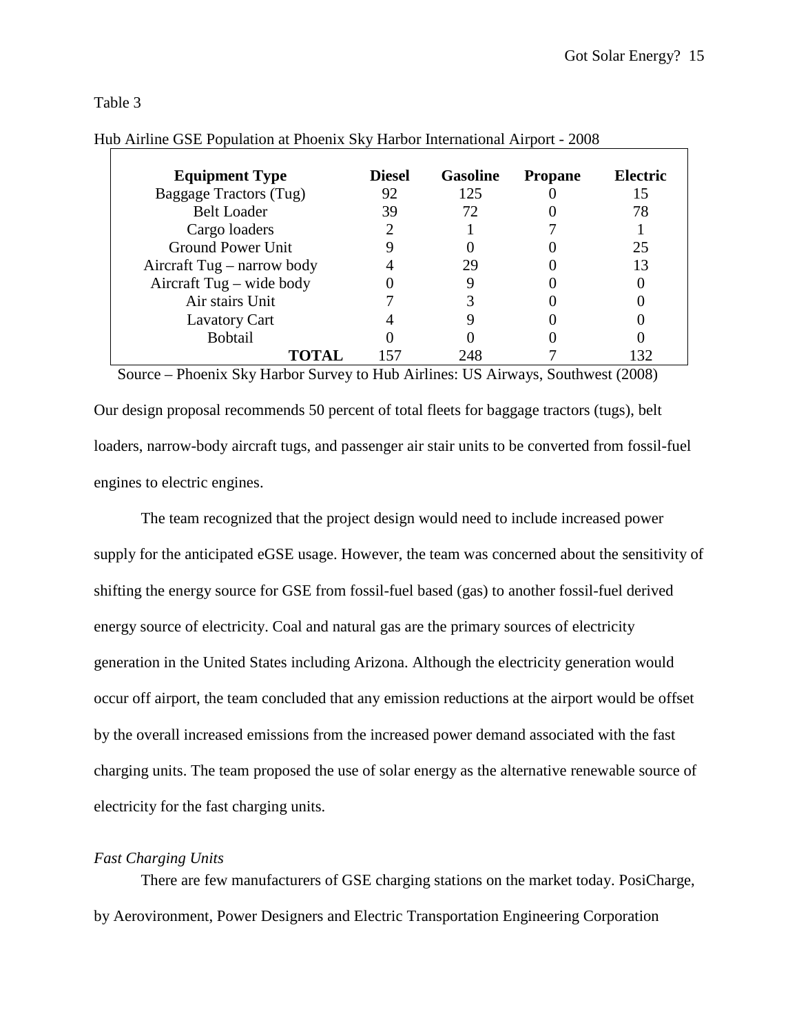Table 3

Hub Airline GSE Population at Phoenix Sky Harbor International Airport - 2008

| Equipment Type | Diesel | Gasoline | Propane | Electric |
|---|---|---|---|---|
| Baggage Tractors (Tug) | 92 | 125 | 0 | 15 |
| Belt Loader | 39 | 72 | 0 | 78 |
| Cargo loaders | 2 | 1 | 7 | 1 |
| Ground Power Unit | 9 | 0 | 0 | 25 |
| Aircraft Tug – narrow body | 4 | 29 | 0 | 13 |
| Aircraft Tug – wide body | 0 | 9 | 0 | 0 |
| Air stairs Unit | 7 | 3 | 0 | 0 |
| Lavatory Cart | 4 | 9 | 0 | 0 |
| Bobtail | 0 | 0 | 0 | 0 |
| **TOTAL** | 157 | 248 | 7 | 132 |

Source – Phoenix Sky Harbor Survey to Hub Airlines: US Airways, Southwest (2008)

Our design proposal recommends 50 percent of total fleets for baggage tractors (tugs), belt loaders, narrow-body aircraft tugs, and passenger air stair units to be converted from fossil-fuel engines to electric engines.

The team recognized that the project design would need to include increased power supply for the anticipated eGSE usage. However, the team was concerned about the sensitivity of shifting the energy source for GSE from fossil-fuel based (gas) to another fossil-fuel derived energy source of electricity. Coal and natural gas are the primary sources of electricity generation in the United States including Arizona. Although the electricity generation would occur off airport, the team concluded that any emission reductions at the airport would be offset by the overall increased emissions from the increased power demand associated with the fast charging units. The team proposed the use of solar energy as the alternative renewable source of electricity for the fast charging units.

*Fast Charging Units*

There are few manufacturers of GSE charging stations on the market today. PosiCharge, by Aerovironment, Power Designers and Electric Transportation Engineering Corporation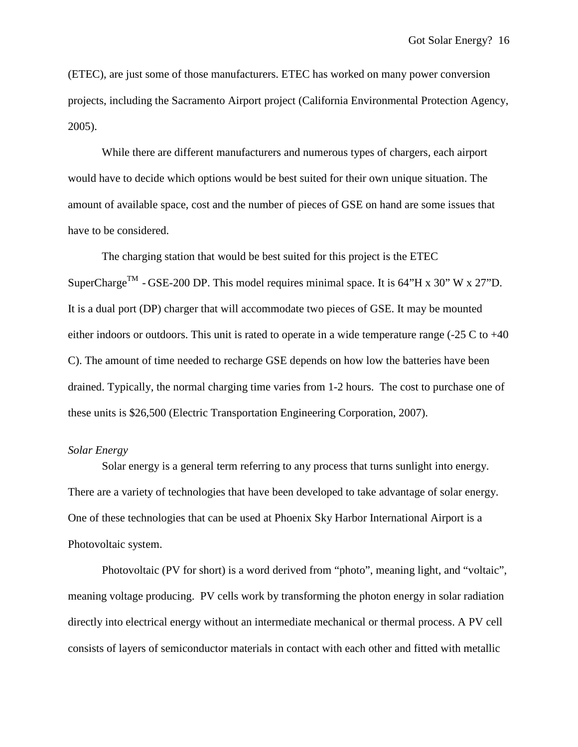(ETEC), are just some of those manufacturers. ETEC has worked on many power conversion projects, including the Sacramento Airport project (California Environmental Protection Agency, 2005).

While there are different manufacturers and numerous types of chargers, each airport would have to decide which options would be best suited for their own unique situation. The amount of available space, cost and the number of pieces of GSE on hand are some issues that have to be considered.

The charging station that would be best suited for this project is the ETEC SuperCharge™ - GSE-200 DP. This model requires minimal space. It is 64"H x 30" W x 27"D. It is a dual port (DP) charger that will accommodate two pieces of GSE. It may be mounted either indoors or outdoors. This unit is rated to operate in a wide temperature range (-25 C to +40 C). The amount of time needed to recharge GSE depends on how low the batteries have been drained. Typically, the normal charging time varies from 1-2 hours. The cost to purchase one of these units is $26,500 (Electric Transportation Engineering Corporation, 2007).

*Solar Energy*

Solar energy is a general term referring to any process that turns sunlight into energy. There are a variety of technologies that have been developed to take advantage of solar energy. One of these technologies that can be used at Phoenix Sky Harbor International Airport is a Photovoltaic system.

Photovoltaic (PV for short) is a word derived from "photo", meaning light, and "voltaic", meaning voltage producing. PV cells work by transforming the photon energy in solar radiation directly into electrical energy without an intermediate mechanical or thermal process. A PV cell consists of layers of semiconductor materials in contact with each other and fitted with metallic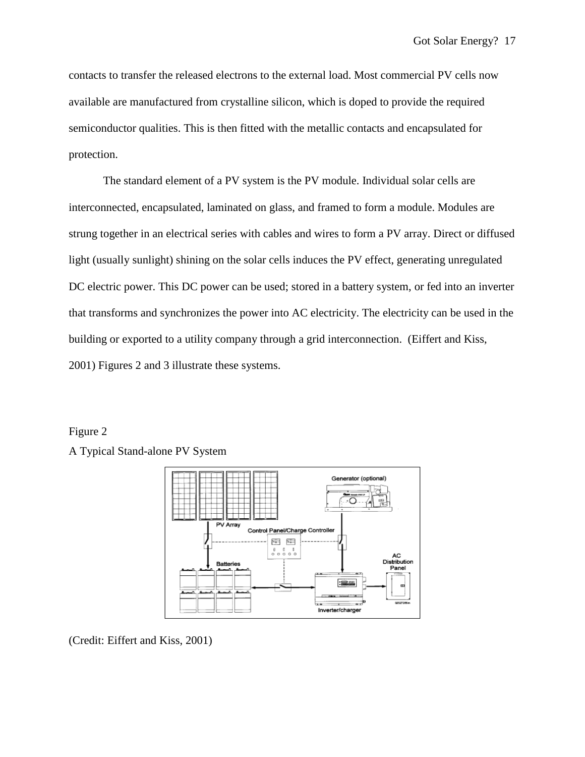contacts to transfer the released electrons to the external load. Most commercial PV cells now available are manufactured from crystalline silicon, which is doped to provide the required semiconductor qualities. This is then fitted with the metallic contacts and encapsulated for protection.

The standard element of a PV system is the PV module. Individual solar cells are interconnected, encapsulated, laminated on glass, and framed to form a module. Modules are strung together in an electrical series with cables and wires to form a PV array. Direct or diffused light (usually sunlight) shining on the solar cells induces the PV effect, generating unregulated DC electric power. This DC power can be used; stored in a battery system, or fed into an inverter that transforms and synchronizes the power into AC electricity. The electricity can be used in the building or exported to a utility company through a grid interconnection. (Eiffert and Kiss, 2001) Figures 2 and 3 illustrate these systems.

Figure 2

A Typical Stand-alone PV System

(Credit: Eiffert and Kiss, 2001)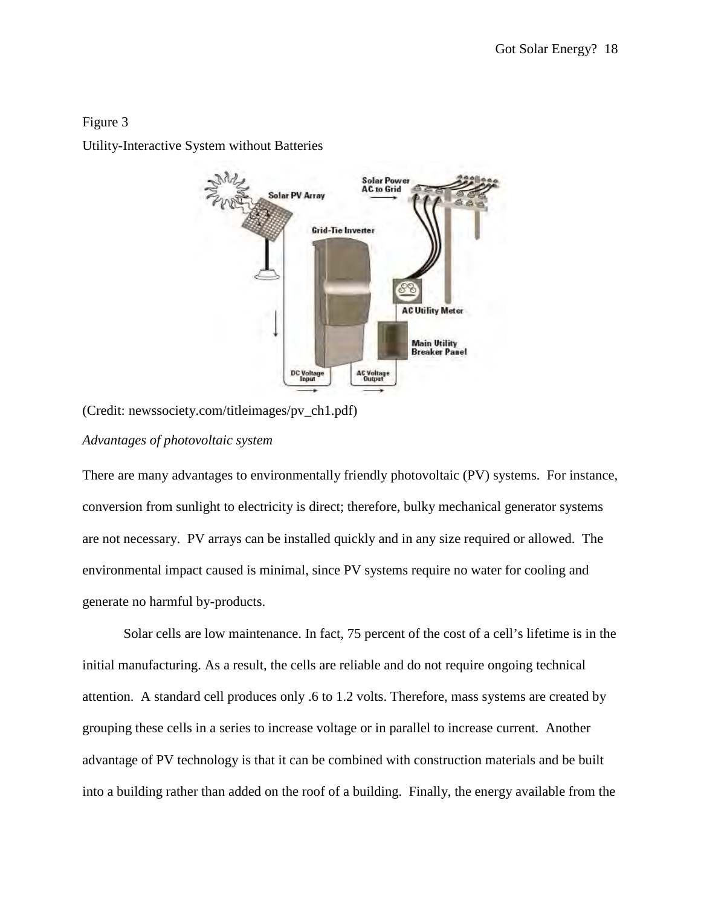Figure 3

Utility-Interactive System without Batteries

(Credit: newssociety.com/titleimages/pv_ch1.pdf)

*Advantages of photovoltaic system*

There are many advantages to environmentally friendly photovoltaic (PV) systems. For instance, conversion from sunlight to electricity is direct; therefore, bulky mechanical generator systems are not necessary. PV arrays can be installed quickly and in any size required or allowed. The environmental impact caused is minimal, since PV systems require no water for cooling and generate no harmful by-products.

Solar cells are low maintenance. In fact, 75 percent of the cost of a cell's lifetime is in the initial manufacturing. As a result, the cells are reliable and do not require ongoing technical attention. A standard cell produces only .6 to 1.2 volts. Therefore, mass systems are created by grouping these cells in a series to increase voltage or in parallel to increase current. Another advantage of PV technology is that it can be combined with construction materials and be built into a building rather than added on the roof of a building. Finally, the energy available from the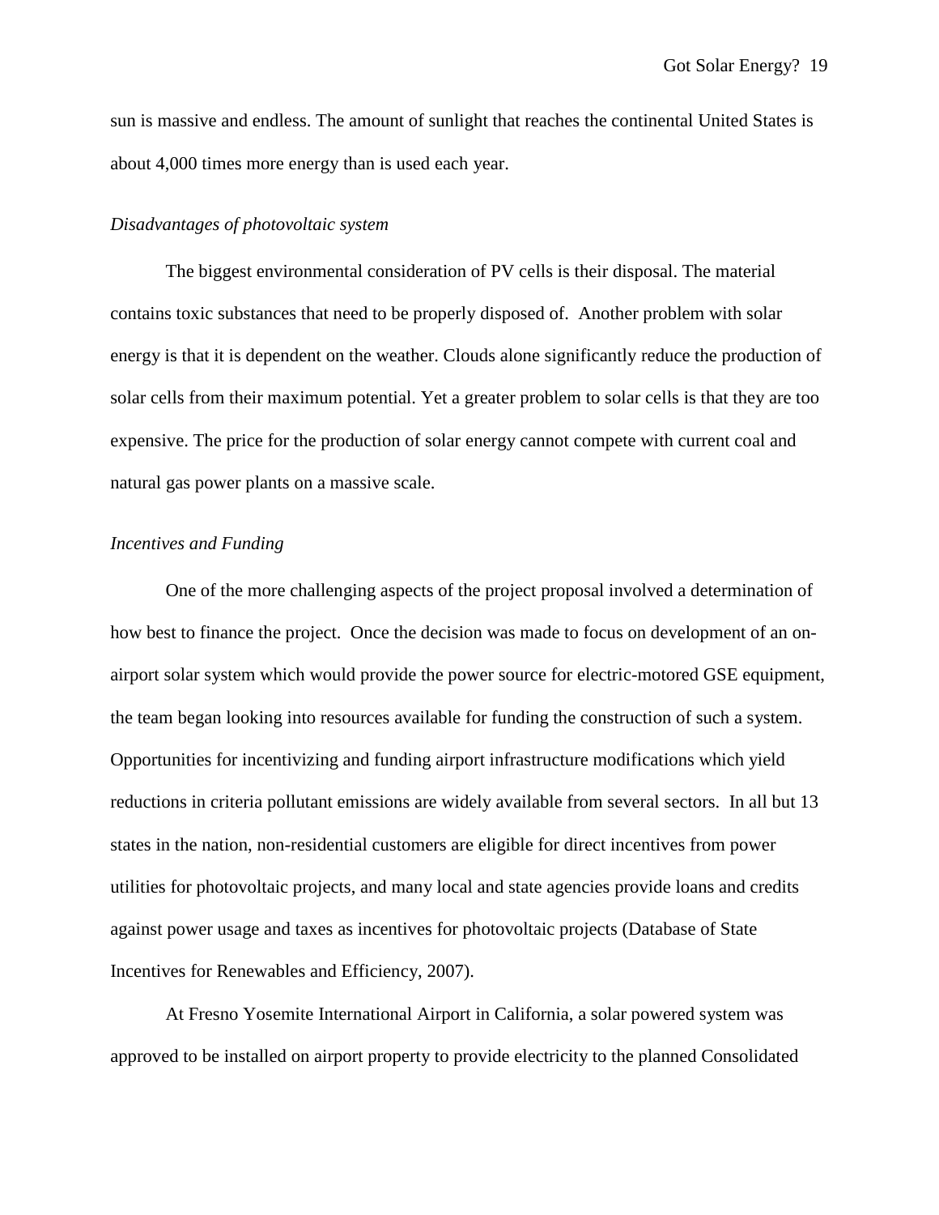sun is massive and endless. The amount of sunlight that reaches the continental United States is about 4,000 times more energy than is used each year.

### *Disadvantages of photovoltaic system*

The biggest environmental consideration of PV cells is their disposal. The material contains toxic substances that need to be properly disposed of. Another problem with solar energy is that it is dependent on the weather. Clouds alone significantly reduce the production of solar cells from their maximum potential. Yet a greater problem to solar cells is that they are too expensive. The price for the production of solar energy cannot compete with current coal and natural gas power plants on a massive scale.

### *Incentives and Funding*

One of the more challenging aspects of the project proposal involved a determination of how best to finance the project. Once the decision was made to focus on development of an on-airport solar system which would provide the power source for electric-motored GSE equipment, the team began looking into resources available for funding the construction of such a system. Opportunities for incentivizing and funding airport infrastructure modifications which yield reductions in criteria pollutant emissions are widely available from several sectors. In all but 13 states in the nation, non-residential customers are eligible for direct incentives from power utilities for photovoltaic projects, and many local and state agencies provide loans and credits against power usage and taxes as incentives for photovoltaic projects (Database of State Incentives for Renewables and Efficiency, 2007).

At Fresno Yosemite International Airport in California, a solar powered system was approved to be installed on airport property to provide electricity to the planned Consolidated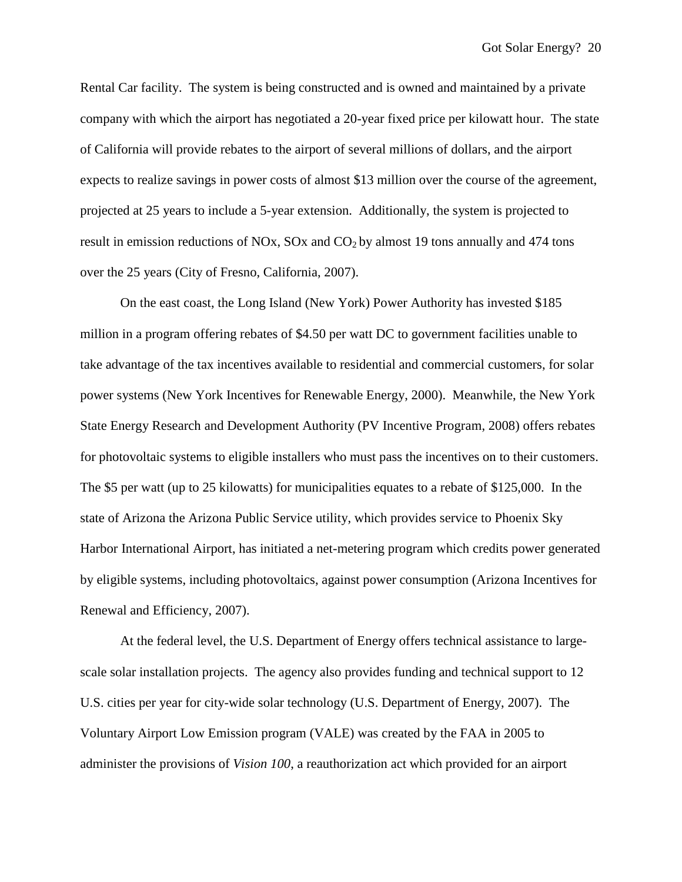Rental Car facility. The system is being constructed and is owned and maintained by a private company with which the airport has negotiated a 20-year fixed price per kilowatt hour. The state of California will provide rebates to the airport of several millions of dollars, and the airport expects to realize savings in power costs of almost \$13 million over the course of the agreement, projected at 25 years to include a 5-year extension. Additionally, the system is projected to result in emission reductions of NOx, SOx and $CO_2$ by almost 19 tons annually and 474 tons over the 25 years (City of Fresno, California, 2007).

On the east coast, the Long Island (New York) Power Authority has invested \$185 million in a program offering rebates of \$4.50 per watt DC to government facilities unable to take advantage of the tax incentives available to residential and commercial customers, for solar power systems (New York Incentives for Renewable Energy, 2000). Meanwhile, the New York State Energy Research and Development Authority (PV Incentive Program, 2008) offers rebates for photovoltaic systems to eligible installers who must pass the incentives on to their customers. The \$5 per watt (up to 25 kilowatts) for municipalities equates to a rebate of \$125,000. In the state of Arizona the Arizona Public Service utility, which provides service to Phoenix Sky Harbor International Airport, has initiated a net-metering program which credits power generated by eligible systems, including photovoltaics, against power consumption (Arizona Incentives for Renewal and Efficiency, 2007).

At the federal level, the U.S. Department of Energy offers technical assistance to large-scale solar installation projects. The agency also provides funding and technical support to 12 U.S. cities per year for city-wide solar technology (U.S. Department of Energy, 2007). The Voluntary Airport Low Emission program (VALE) was created by the FAA in 2005 to administer the provisions of *Vision 100*, a reauthorization act which provided for an airport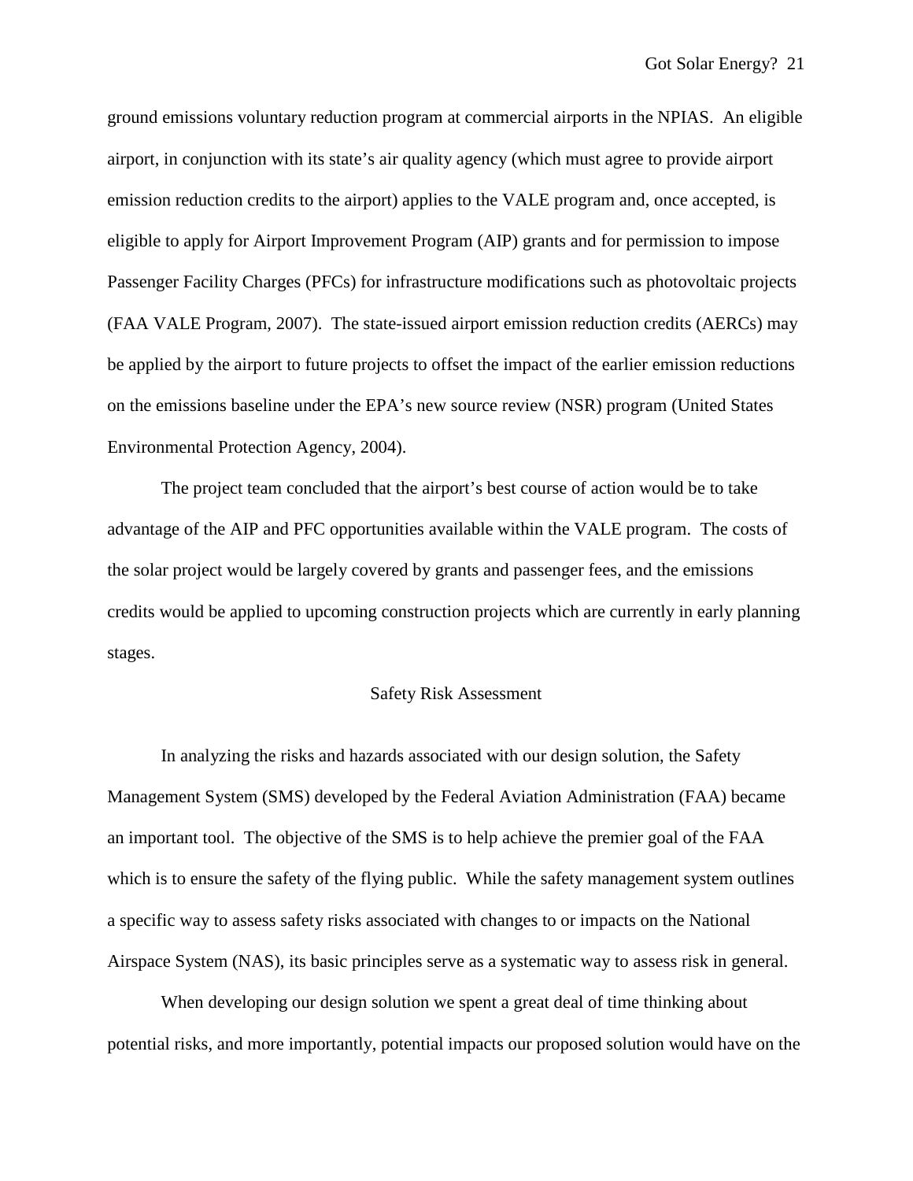ground emissions voluntary reduction program at commercial airports in the NPIAS. An eligible airport, in conjunction with its state's air quality agency (which must agree to provide airport emission reduction credits to the airport) applies to the VALE program and, once accepted, is eligible to apply for Airport Improvement Program (AIP) grants and for permission to impose Passenger Facility Charges (PFCs) for infrastructure modifications such as photovoltaic projects (FAA VALE Program, 2007). The state-issued airport emission reduction credits (AERCs) may be applied by the airport to future projects to offset the impact of the earlier emission reductions on the emissions baseline under the EPA's new source review (NSR) program (United States Environmental Protection Agency, 2004).

The project team concluded that the airport's best course of action would be to take advantage of the AIP and PFC opportunities available within the VALE program. The costs of the solar project would be largely covered by grants and passenger fees, and the emissions credits would be applied to upcoming construction projects which are currently in early planning stages.

## Safety Risk Assessment

In analyzing the risks and hazards associated with our design solution, the Safety Management System (SMS) developed by the Federal Aviation Administration (FAA) became an important tool. The objective of the SMS is to help achieve the premier goal of the FAA which is to ensure the safety of the flying public. While the safety management system outlines a specific way to assess safety risks associated with changes to or impacts on the National Airspace System (NAS), its basic principles serve as a systematic way to assess risk in general.

When developing our design solution we spent a great deal of time thinking about potential risks, and more importantly, potential impacts our proposed solution would have on the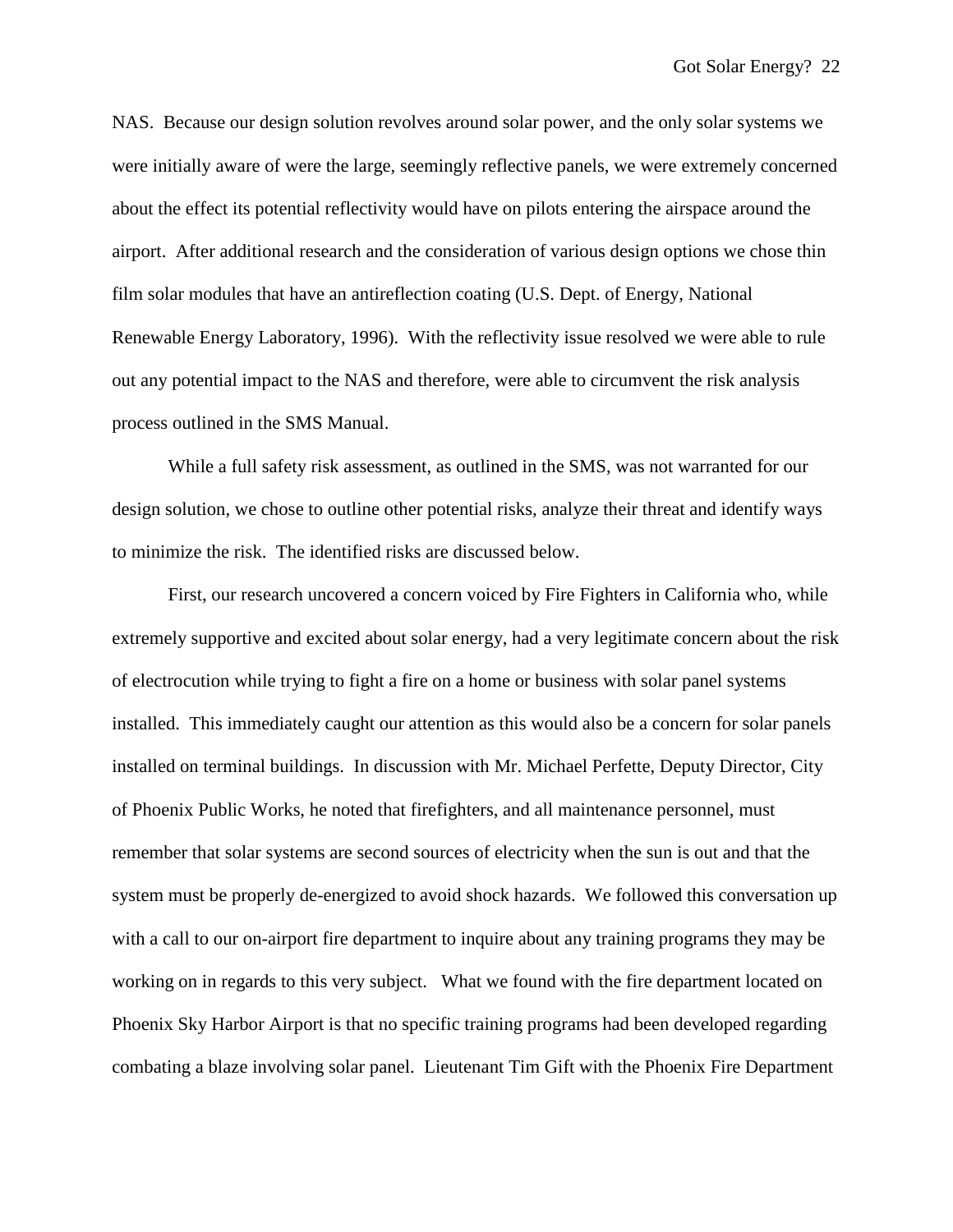NAS. Because our design solution revolves around solar power, and the only solar systems we were initially aware of were the large, seemingly reflective panels, we were extremely concerned about the effect its potential reflectivity would have on pilots entering the airspace around the airport. After additional research and the consideration of various design options we chose thin film solar modules that have an antireflection coating (U.S. Dept. of Energy, National Renewable Energy Laboratory, 1996). With the reflectivity issue resolved we were able to rule out any potential impact to the NAS and therefore, were able to circumvent the risk analysis process outlined in the SMS Manual.

While a full safety risk assessment, as outlined in the SMS, was not warranted for our design solution, we chose to outline other potential risks, analyze their threat and identify ways to minimize the risk. The identified risks are discussed below.

First, our research uncovered a concern voiced by Fire Fighters in California who, while extremely supportive and excited about solar energy, had a very legitimate concern about the risk of electrocution while trying to fight a fire on a home or business with solar panel systems installed. This immediately caught our attention as this would also be a concern for solar panels installed on terminal buildings. In discussion with Mr. Michael Perfette, Deputy Director, City of Phoenix Public Works, he noted that firefighters, and all maintenance personnel, must remember that solar systems are second sources of electricity when the sun is out and that the system must be properly de-energized to avoid shock hazards. We followed this conversation up with a call to our on-airport fire department to inquire about any training programs they may be working on in regards to this very subject. What we found with the fire department located on Phoenix Sky Harbor Airport is that no specific training programs had been developed regarding combating a blaze involving solar panel. Lieutenant Tim Gift with the Phoenix Fire Department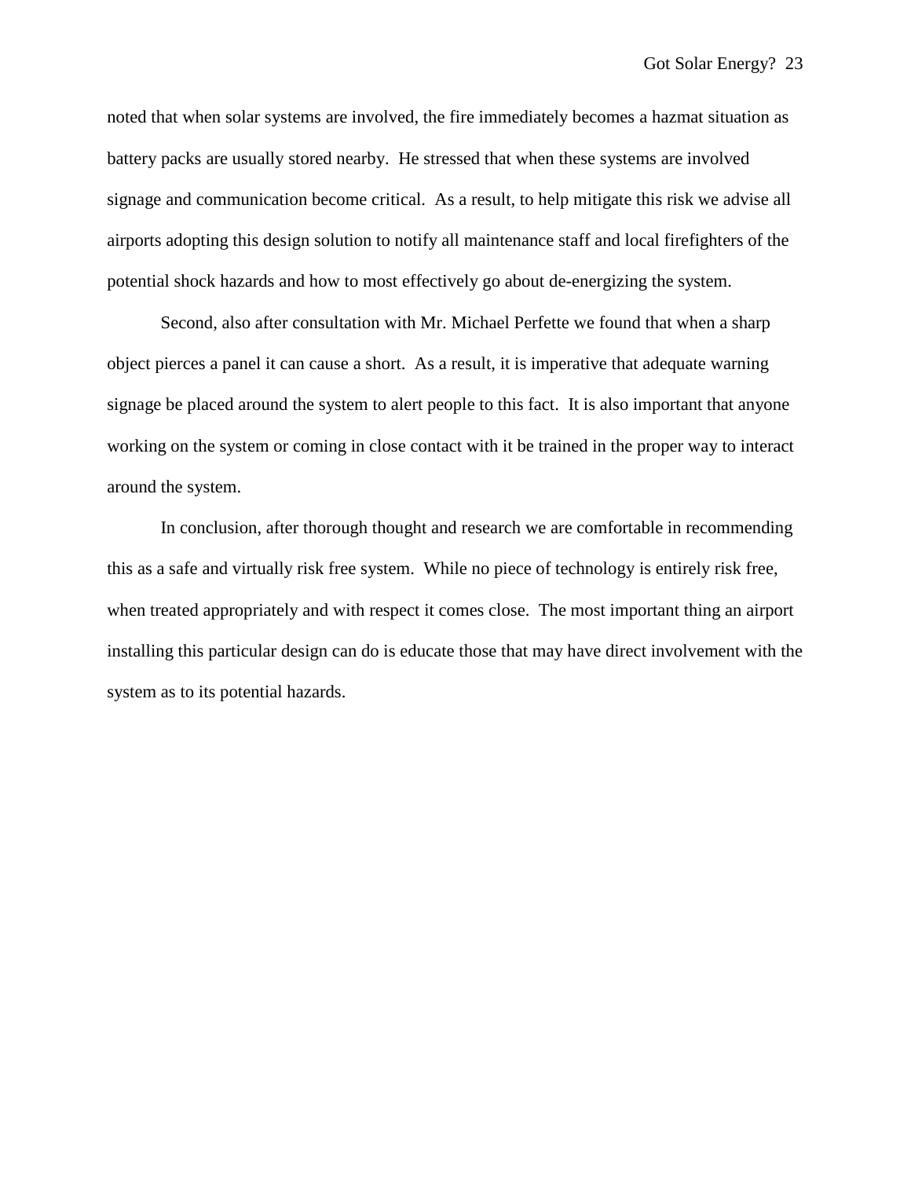noted that when solar systems are involved, the fire immediately becomes a hazmat situation as battery packs are usually stored nearby. He stressed that when these systems are involved signage and communication become critical. As a result, to help mitigate this risk we advise all airports adopting this design solution to notify all maintenance staff and local firefighters of the potential shock hazards and how to most effectively go about de-energizing the system.

Second, also after consultation with Mr. Michael Perfette we found that when a sharp object pierces a panel it can cause a short. As a result, it is imperative that adequate warning signage be placed around the system to alert people to this fact. It is also important that anyone working on the system or coming in close contact with it be trained in the proper way to interact around the system.

In conclusion, after thorough thought and research we are comfortable in recommending this as a safe and virtually risk free system. While no piece of technology is entirely risk free, when treated appropriately and with respect it comes close. The most important thing an airport installing this particular design can do is educate those that may have direct involvement with the system as to its potential hazards.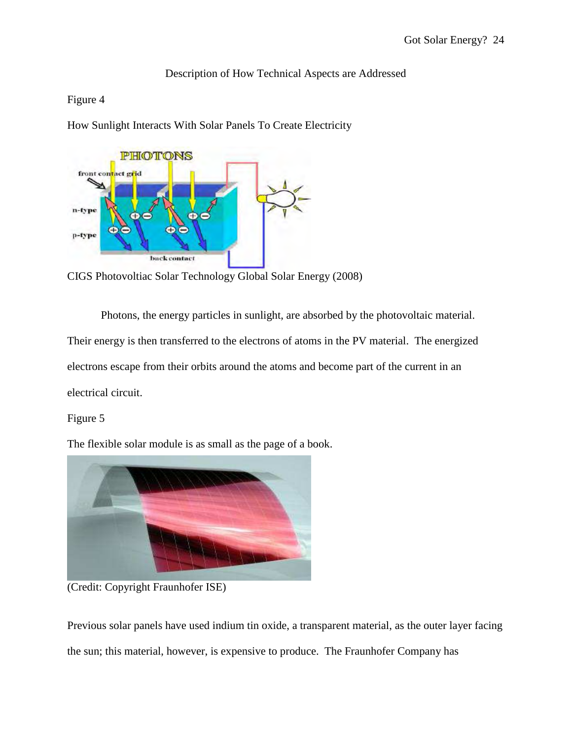## Description of How Technical Aspects are Addressed

Figure 4

How Sunlight Interacts With Solar Panels To Create Electricity

CIGS Photovoltiac Solar Technology Global Solar Energy (2008)

Photons, the energy particles in sunlight, are absorbed by the photovoltaic material. Their energy is then transferred to the electrons of atoms in the PV material. The energized electrons escape from their orbits around the atoms and become part of the current in an electrical circuit.

Figure 5

The flexible solar module is as small as the page of a book.

(Credit: Copyright Fraunhofer ISE)

Previous solar panels have used indium tin oxide, a transparent material, as the outer layer facing the sun; this material, however, is expensive to produce. The Fraunhofer Company has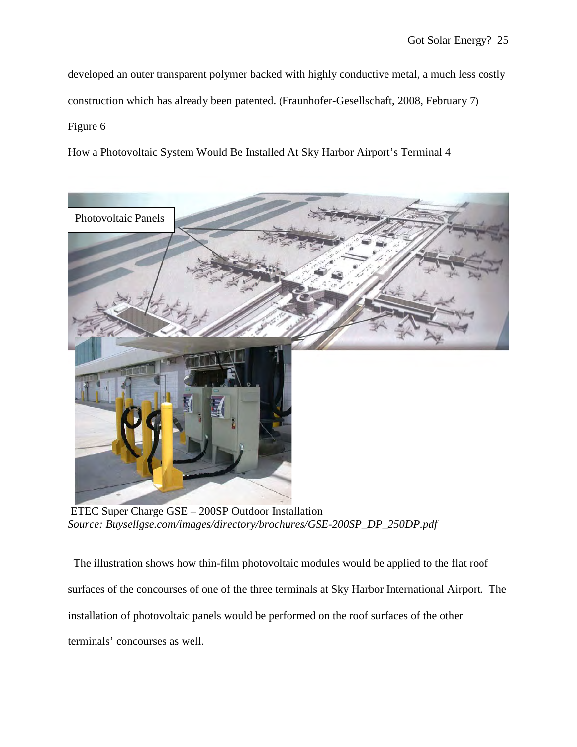developed an outer transparent polymer backed with highly conductive metal, a much less costly construction which has already been patented. (Fraunhofer-Gesellschaft, 2008, February 7)

Figure 6

How a Photovoltaic System Would Be Installed At Sky Harbor Airport's Terminal 4

Photovoltaic Panels

ETEC Super Charge GSE – 200SP Outdoor Installation
*Source: Buysellgse.com/images/directory/brochures/GSE-200SP_DP_250DP.pdf*

The illustration shows how thin-film photovoltaic modules would be applied to the flat roof surfaces of the concourses of one of the three terminals at Sky Harbor International Airport. The installation of photovoltaic panels would be performed on the roof surfaces of the other terminals' concourses as well.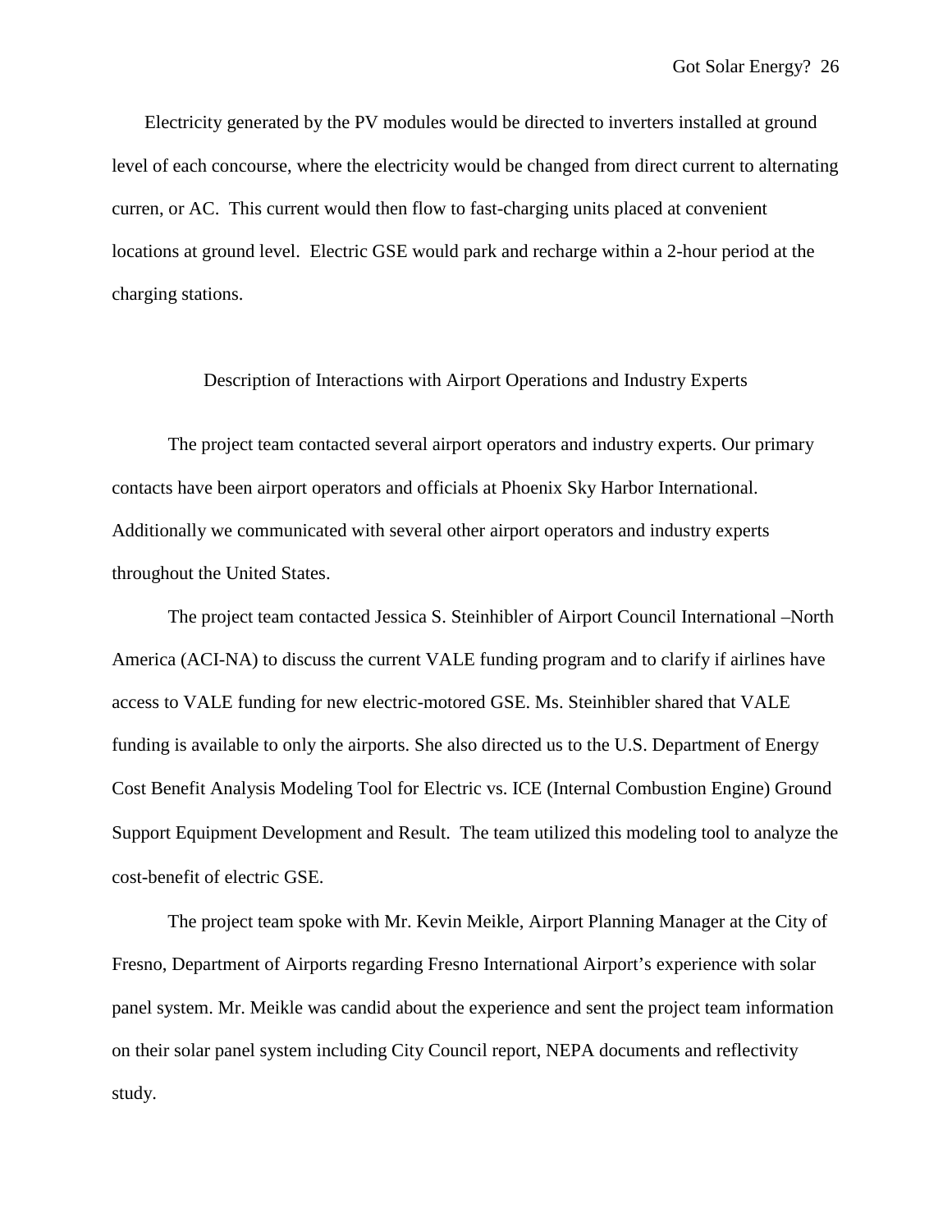Electricity generated by the PV modules would be directed to inverters installed at ground level of each concourse, where the electricity would be changed from direct current to alternating curren, or AC. This current would then flow to fast-charging units placed at convenient locations at ground level. Electric GSE would park and recharge within a 2-hour period at the charging stations.

## Description of Interactions with Airport Operations and Industry Experts

The project team contacted several airport operators and industry experts. Our primary contacts have been airport operators and officials at Phoenix Sky Harbor International. Additionally we communicated with several other airport operators and industry experts throughout the United States.

The project team contacted Jessica S. Steinhibler of Airport Council International –North America (ACI-NA) to discuss the current VALE funding program and to clarify if airlines have access to VALE funding for new electric-motored GSE. Ms. Steinhibler shared that VALE funding is available to only the airports. She also directed us to the U.S. Department of Energy Cost Benefit Analysis Modeling Tool for Electric vs. ICE (Internal Combustion Engine) Ground Support Equipment Development and Result. The team utilized this modeling tool to analyze the cost-benefit of electric GSE.

The project team spoke with Mr. Kevin Meikle, Airport Planning Manager at the City of Fresno, Department of Airports regarding Fresno International Airport's experience with solar panel system. Mr. Meikle was candid about the experience and sent the project team information on their solar panel system including City Council report, NEPA documents and reflectivity study.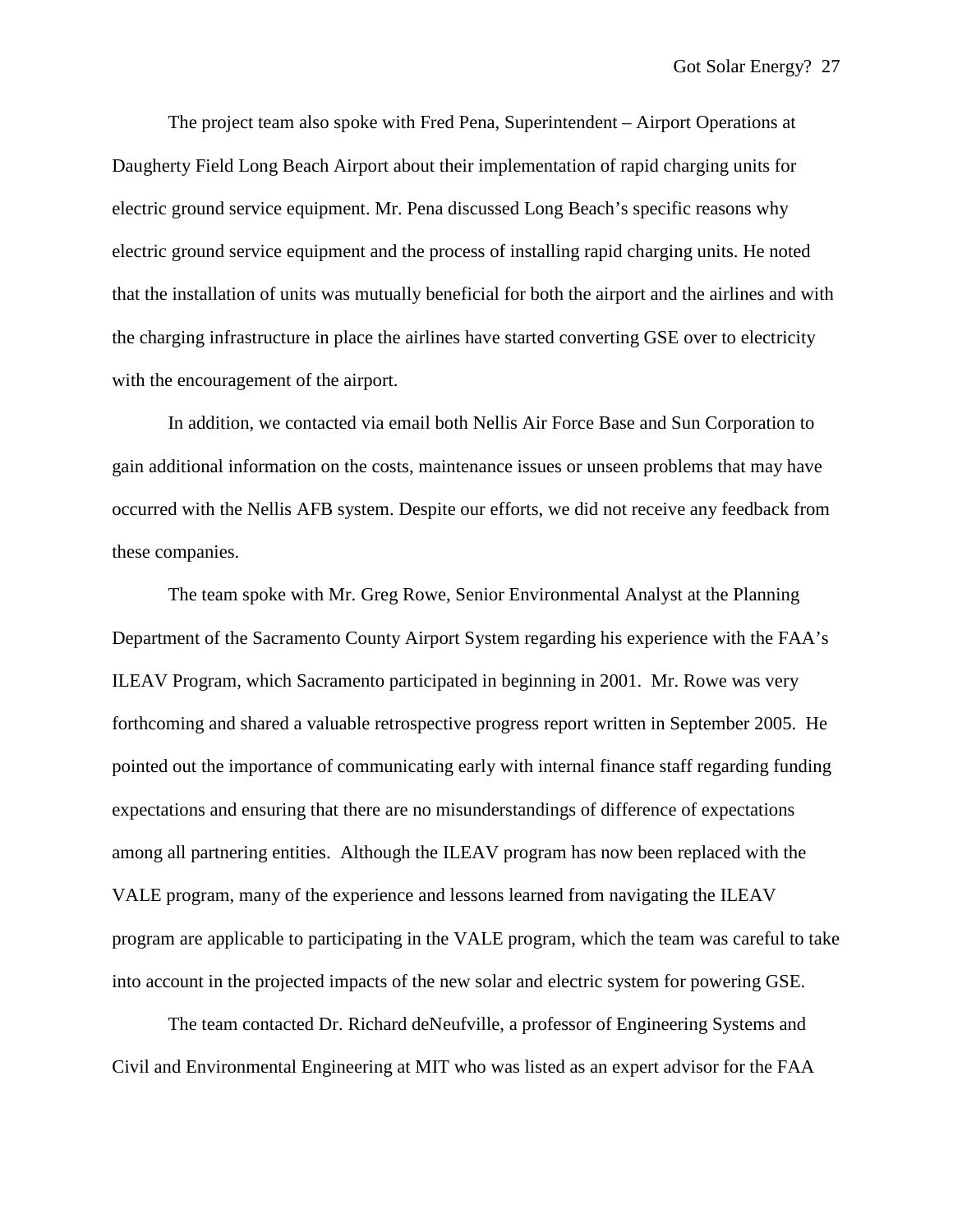The project team also spoke with Fred Pena, Superintendent – Airport Operations at Daugherty Field Long Beach Airport about their implementation of rapid charging units for electric ground service equipment. Mr. Pena discussed Long Beach's specific reasons why electric ground service equipment and the process of installing rapid charging units. He noted that the installation of units was mutually beneficial for both the airport and the airlines and with the charging infrastructure in place the airlines have started converting GSE over to electricity with the encouragement of the airport.

In addition, we contacted via email both Nellis Air Force Base and Sun Corporation to gain additional information on the costs, maintenance issues or unseen problems that may have occurred with the Nellis AFB system. Despite our efforts, we did not receive any feedback from these companies.

The team spoke with Mr. Greg Rowe, Senior Environmental Analyst at the Planning Department of the Sacramento County Airport System regarding his experience with the FAA's ILEAV Program, which Sacramento participated in beginning in 2001. Mr. Rowe was very forthcoming and shared a valuable retrospective progress report written in September 2005. He pointed out the importance of communicating early with internal finance staff regarding funding expectations and ensuring that there are no misunderstandings of difference of expectations among all partnering entities. Although the ILEAV program has now been replaced with the VALE program, many of the experience and lessons learned from navigating the ILEAV program are applicable to participating in the VALE program, which the team was careful to take into account in the projected impacts of the new solar and electric system for powering GSE.

The team contacted Dr. Richard deNeufville, a professor of Engineering Systems and Civil and Environmental Engineering at MIT who was listed as an expert advisor for the FAA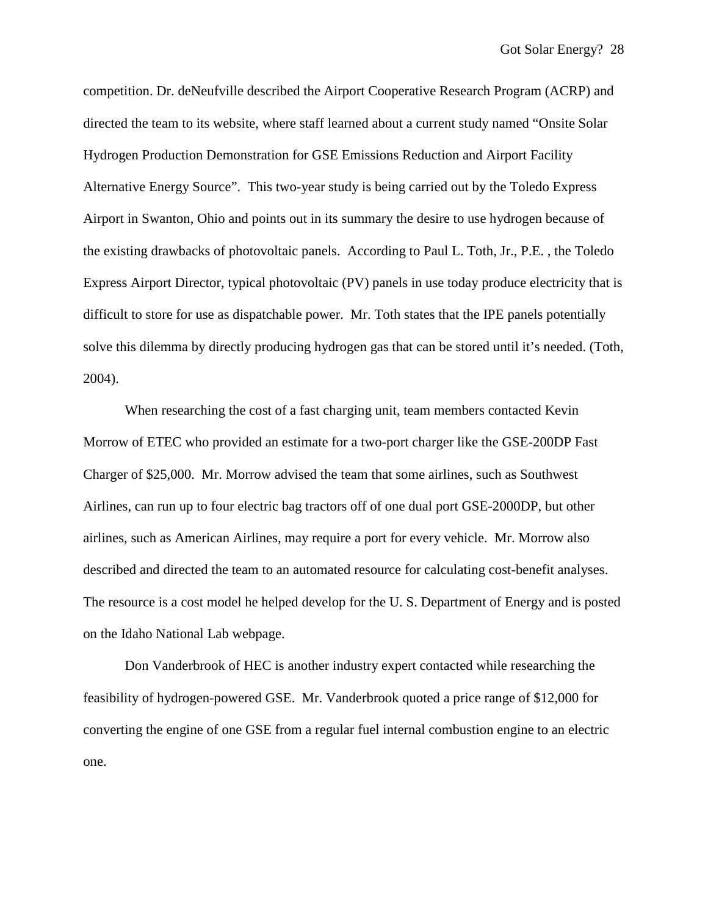competition. Dr. deNeufville described the Airport Cooperative Research Program (ACRP) and directed the team to its website, where staff learned about a current study named "Onsite Solar Hydrogen Production Demonstration for GSE Emissions Reduction and Airport Facility Alternative Energy Source". This two-year study is being carried out by the Toledo Express Airport in Swanton, Ohio and points out in its summary the desire to use hydrogen because of the existing drawbacks of photovoltaic panels. According to Paul L. Toth, Jr., P.E. , the Toledo Express Airport Director, typical photovoltaic (PV) panels in use today produce electricity that is difficult to store for use as dispatchable power. Mr. Toth states that the IPE panels potentially solve this dilemma by directly producing hydrogen gas that can be stored until it's needed. (Toth, 2004).

When researching the cost of a fast charging unit, team members contacted Kevin Morrow of ETEC who provided an estimate for a two-port charger like the GSE-200DP Fast Charger of $25,000. Mr. Morrow advised the team that some airlines, such as Southwest Airlines, can run up to four electric bag tractors off of one dual port GSE-2000DP, but other airlines, such as American Airlines, may require a port for every vehicle. Mr. Morrow also described and directed the team to an automated resource for calculating cost-benefit analyses. The resource is a cost model he helped develop for the U. S. Department of Energy and is posted on the Idaho National Lab webpage.

Don Vanderbrook of HEC is another industry expert contacted while researching the feasibility of hydrogen-powered GSE. Mr. Vanderbrook quoted a price range of $12,000 for converting the engine of one GSE from a regular fuel internal combustion engine to an electric one.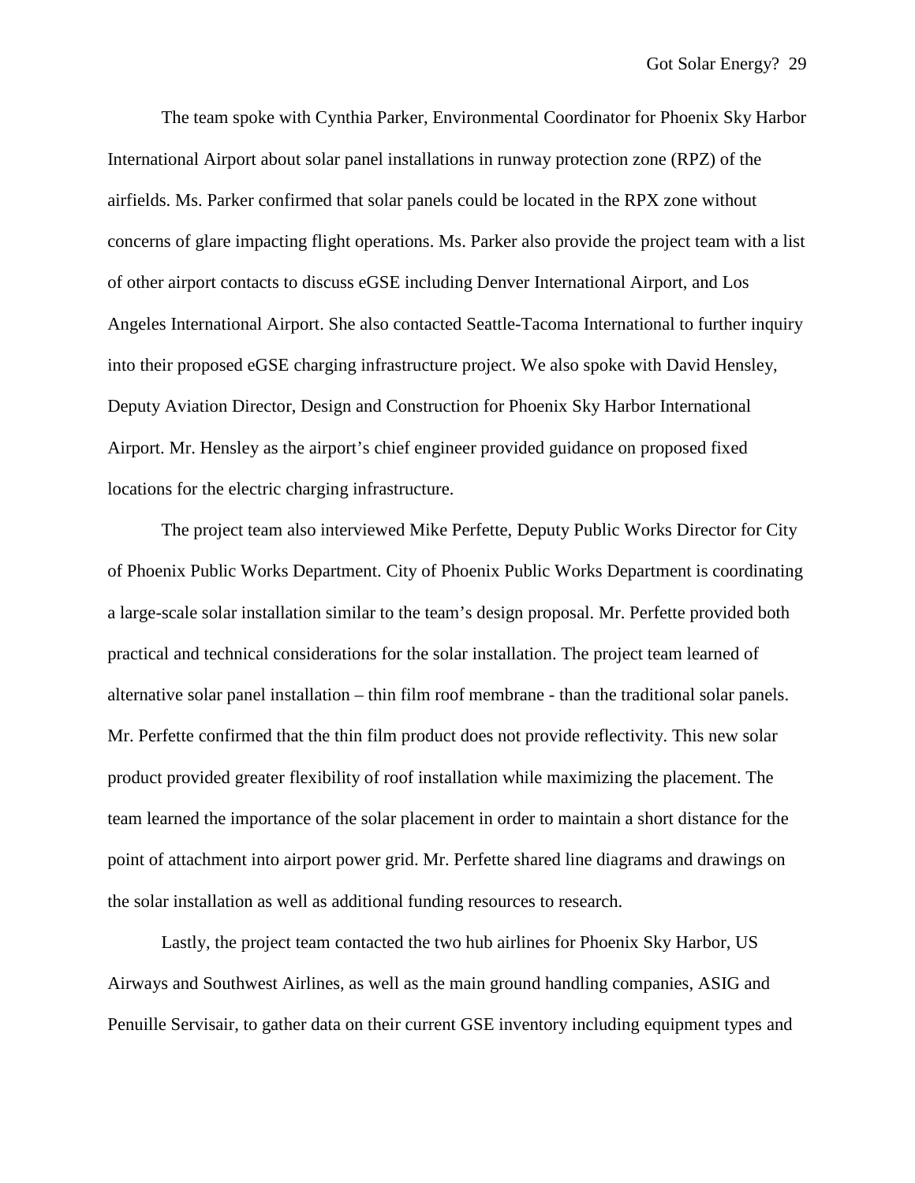The team spoke with Cynthia Parker, Environmental Coordinator for Phoenix Sky Harbor International Airport about solar panel installations in runway protection zone (RPZ) of the airfields. Ms. Parker confirmed that solar panels could be located in the RPX zone without concerns of glare impacting flight operations. Ms. Parker also provide the project team with a list of other airport contacts to discuss eGSE including Denver International Airport, and Los Angeles International Airport. She also contacted Seattle-Tacoma International to further inquiry into their proposed eGSE charging infrastructure project. We also spoke with David Hensley, Deputy Aviation Director, Design and Construction for Phoenix Sky Harbor International Airport. Mr. Hensley as the airport's chief engineer provided guidance on proposed fixed locations for the electric charging infrastructure.

The project team also interviewed Mike Perfette, Deputy Public Works Director for City of Phoenix Public Works Department. City of Phoenix Public Works Department is coordinating a large-scale solar installation similar to the team's design proposal. Mr. Perfette provided both practical and technical considerations for the solar installation. The project team learned of alternative solar panel installation – thin film roof membrane - than the traditional solar panels. Mr. Perfette confirmed that the thin film product does not provide reflectivity. This new solar product provided greater flexibility of roof installation while maximizing the placement. The team learned the importance of the solar placement in order to maintain a short distance for the point of attachment into airport power grid. Mr. Perfette shared line diagrams and drawings on the solar installation as well as additional funding resources to research.

Lastly, the project team contacted the two hub airlines for Phoenix Sky Harbor, US Airways and Southwest Airlines, as well as the main ground handling companies, ASIG and Penuille Servisair, to gather data on their current GSE inventory including equipment types and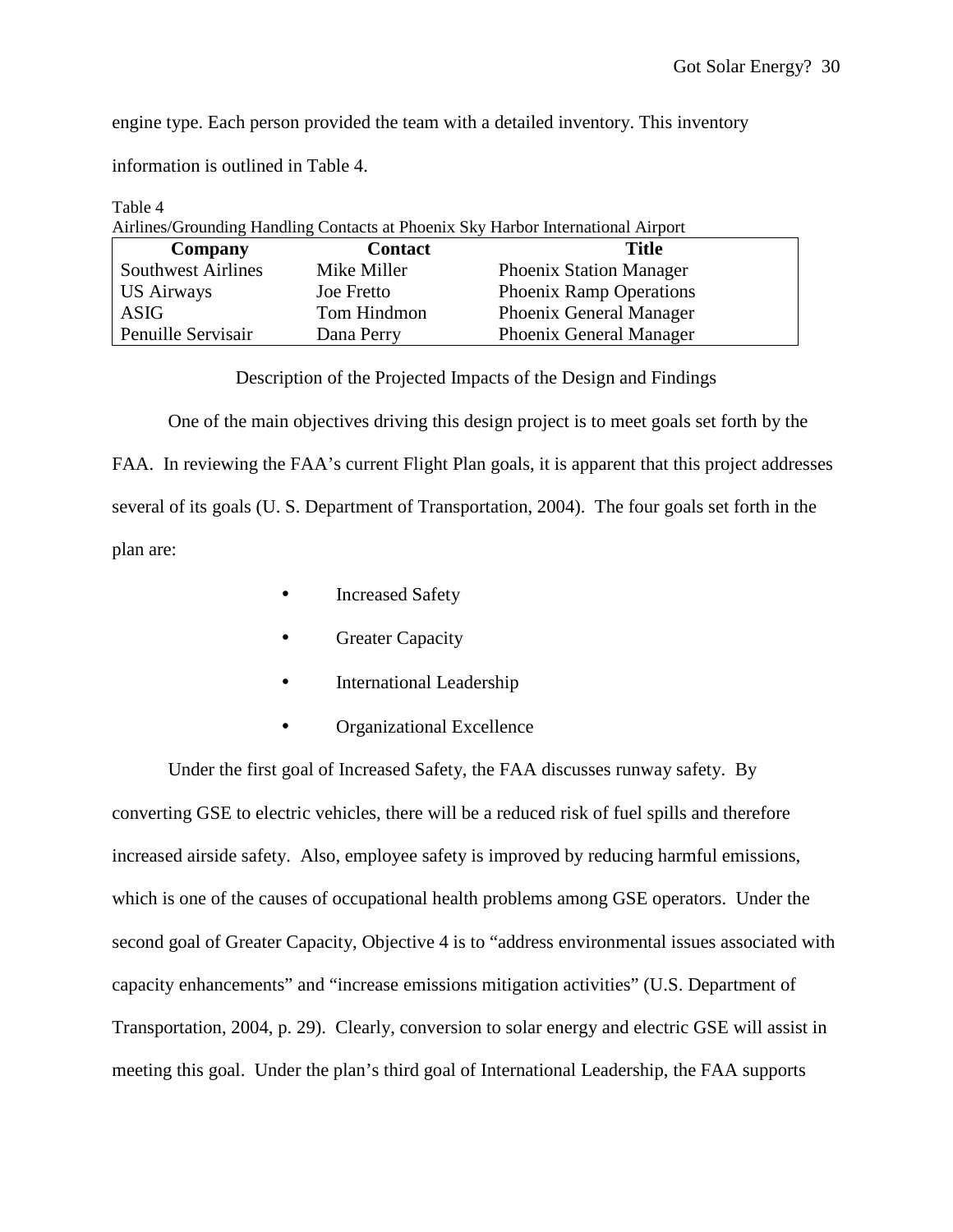engine type. Each person provided the team with a detailed inventory. This inventory information is outlined in Table 4.

Table 4
Airlines/Grounding Handling Contacts at Phoenix Sky Harbor International Airport

| Company | Contact | Title |
|---|---|---|
| Southwest Airlines | Mike Miller | Phoenix Station Manager |
| US Airways | Joe Fretto | Phoenix Ramp Operations |
| ASIG | Tom Hindmon | Phoenix General Manager |
| Penuille Servisair | Dana Perry | Phoenix General Manager |

## Description of the Projected Impacts of the Design and Findings

One of the main objectives driving this design project is to meet goals set forth by the FAA. In reviewing the FAA's current Flight Plan goals, it is apparent that this project addresses several of its goals (U. S. Department of Transportation, 2004). The four goals set forth in the plan are:

- Increased Safety
- Greater Capacity
- International Leadership
- Organizational Excellence

Under the first goal of Increased Safety, the FAA discusses runway safety. By converting GSE to electric vehicles, there will be a reduced risk of fuel spills and therefore increased airside safety. Also, employee safety is improved by reducing harmful emissions, which is one of the causes of occupational health problems among GSE operators. Under the second goal of Greater Capacity, Objective 4 is to "address environmental issues associated with capacity enhancements" and "increase emissions mitigation activities" (U.S. Department of Transportation, 2004, p. 29). Clearly, conversion to solar energy and electric GSE will assist in meeting this goal. Under the plan's third goal of International Leadership, the FAA supports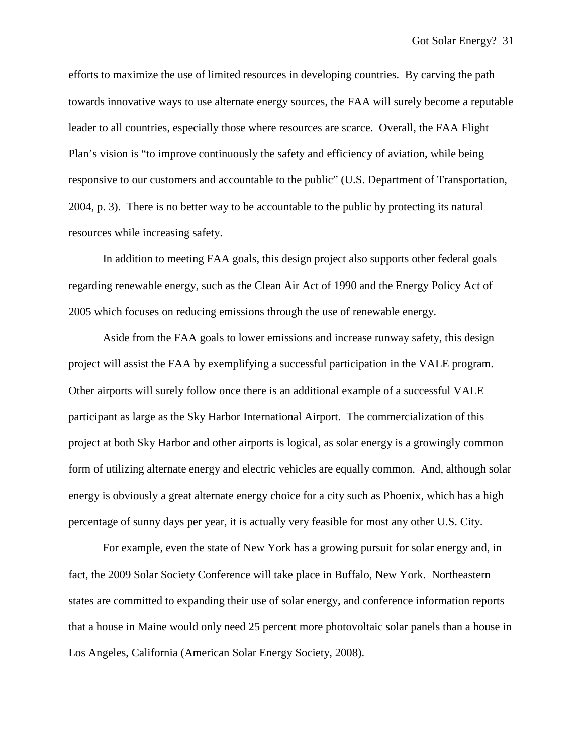efforts to maximize the use of limited resources in developing countries. By carving the path towards innovative ways to use alternate energy sources, the FAA will surely become a reputable leader to all countries, especially those where resources are scarce. Overall, the FAA Flight Plan's vision is "to improve continuously the safety and efficiency of aviation, while being responsive to our customers and accountable to the public" (U.S. Department of Transportation, 2004, p. 3). There is no better way to be accountable to the public by protecting its natural resources while increasing safety.

In addition to meeting FAA goals, this design project also supports other federal goals regarding renewable energy, such as the Clean Air Act of 1990 and the Energy Policy Act of 2005 which focuses on reducing emissions through the use of renewable energy.

Aside from the FAA goals to lower emissions and increase runway safety, this design project will assist the FAA by exemplifying a successful participation in the VALE program. Other airports will surely follow once there is an additional example of a successful VALE participant as large as the Sky Harbor International Airport. The commercialization of this project at both Sky Harbor and other airports is logical, as solar energy is a growingly common form of utilizing alternate energy and electric vehicles are equally common. And, although solar energy is obviously a great alternate energy choice for a city such as Phoenix, which has a high percentage of sunny days per year, it is actually very feasible for most any other U.S. City.

For example, even the state of New York has a growing pursuit for solar energy and, in fact, the 2009 Solar Society Conference will take place in Buffalo, New York. Northeastern states are committed to expanding their use of solar energy, and conference information reports that a house in Maine would only need 25 percent more photovoltaic solar panels than a house in Los Angeles, California (American Solar Energy Society, 2008).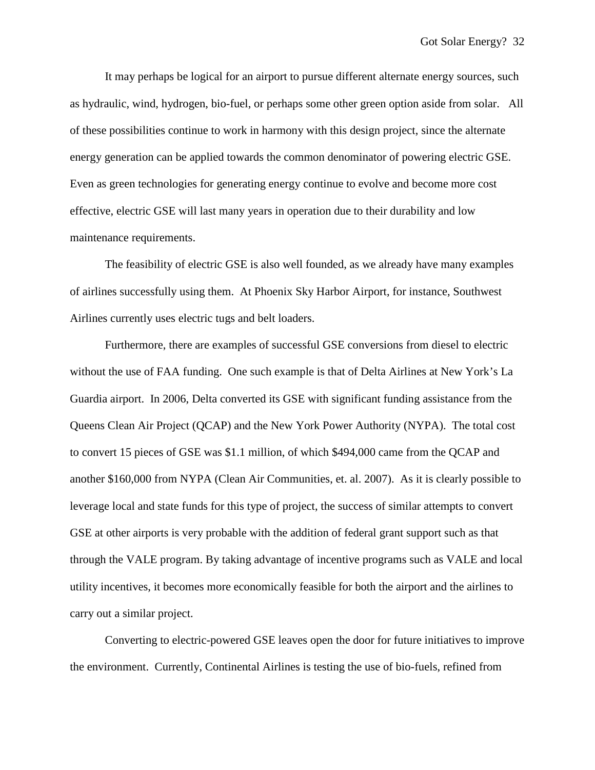It may perhaps be logical for an airport to pursue different alternate energy sources, such as hydraulic, wind, hydrogen, bio-fuel, or perhaps some other green option aside from solar. All of these possibilities continue to work in harmony with this design project, since the alternate energy generation can be applied towards the common denominator of powering electric GSE. Even as green technologies for generating energy continue to evolve and become more cost effective, electric GSE will last many years in operation due to their durability and low maintenance requirements.

The feasibility of electric GSE is also well founded, as we already have many examples of airlines successfully using them. At Phoenix Sky Harbor Airport, for instance, Southwest Airlines currently uses electric tugs and belt loaders.

Furthermore, there are examples of successful GSE conversions from diesel to electric without the use of FAA funding. One such example is that of Delta Airlines at New York's La Guardia airport. In 2006, Delta converted its GSE with significant funding assistance from the Queens Clean Air Project (QCAP) and the New York Power Authority (NYPA). The total cost to convert 15 pieces of GSE was $1.1 million, of which $494,000 came from the QCAP and another $160,000 from NYPA (Clean Air Communities, et. al. 2007). As it is clearly possible to leverage local and state funds for this type of project, the success of similar attempts to convert GSE at other airports is very probable with the addition of federal grant support such as that through the VALE program. By taking advantage of incentive programs such as VALE and local utility incentives, it becomes more economically feasible for both the airport and the airlines to carry out a similar project.

Converting to electric-powered GSE leaves open the door for future initiatives to improve the environment. Currently, Continental Airlines is testing the use of bio-fuels, refined from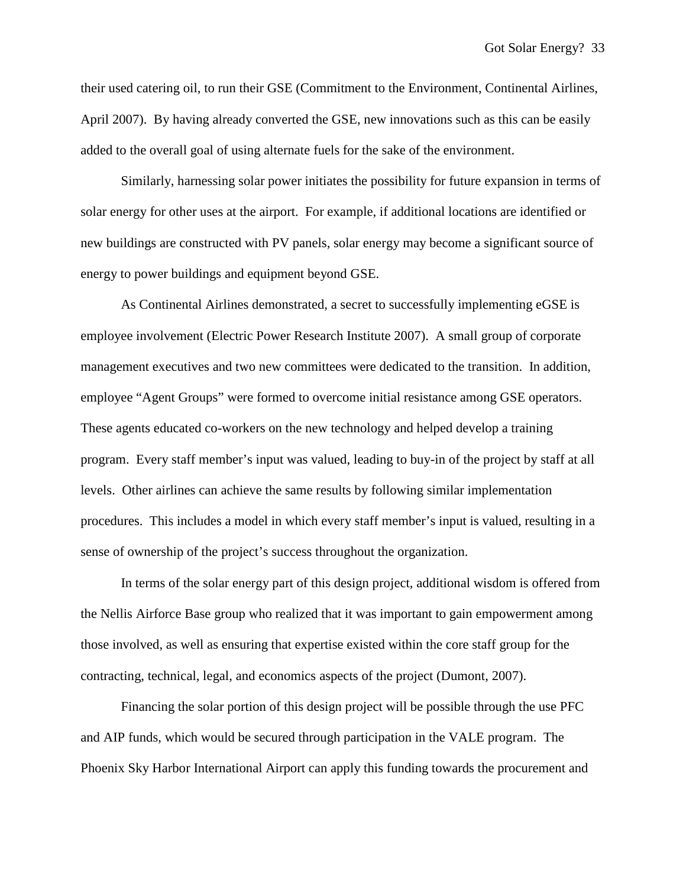their used catering oil, to run their GSE (Commitment to the Environment, Continental Airlines, April 2007). By having already converted the GSE, new innovations such as this can be easily added to the overall goal of using alternate fuels for the sake of the environment.

Similarly, harnessing solar power initiates the possibility for future expansion in terms of solar energy for other uses at the airport. For example, if additional locations are identified or new buildings are constructed with PV panels, solar energy may become a significant source of energy to power buildings and equipment beyond GSE.

As Continental Airlines demonstrated, a secret to successfully implementing eGSE is employee involvement (Electric Power Research Institute 2007). A small group of corporate management executives and two new committees were dedicated to the transition. In addition, employee "Agent Groups" were formed to overcome initial resistance among GSE operators. These agents educated co-workers on the new technology and helped develop a training program. Every staff member's input was valued, leading to buy-in of the project by staff at all levels. Other airlines can achieve the same results by following similar implementation procedures. This includes a model in which every staff member's input is valued, resulting in a sense of ownership of the project's success throughout the organization.

In terms of the solar energy part of this design project, additional wisdom is offered from the Nellis Airforce Base group who realized that it was important to gain empowerment among those involved, as well as ensuring that expertise existed within the core staff group for the contracting, technical, legal, and economics aspects of the project (Dumont, 2007).

Financing the solar portion of this design project will be possible through the use PFC and AIP funds, which would be secured through participation in the VALE program. The Phoenix Sky Harbor International Airport can apply this funding towards the procurement and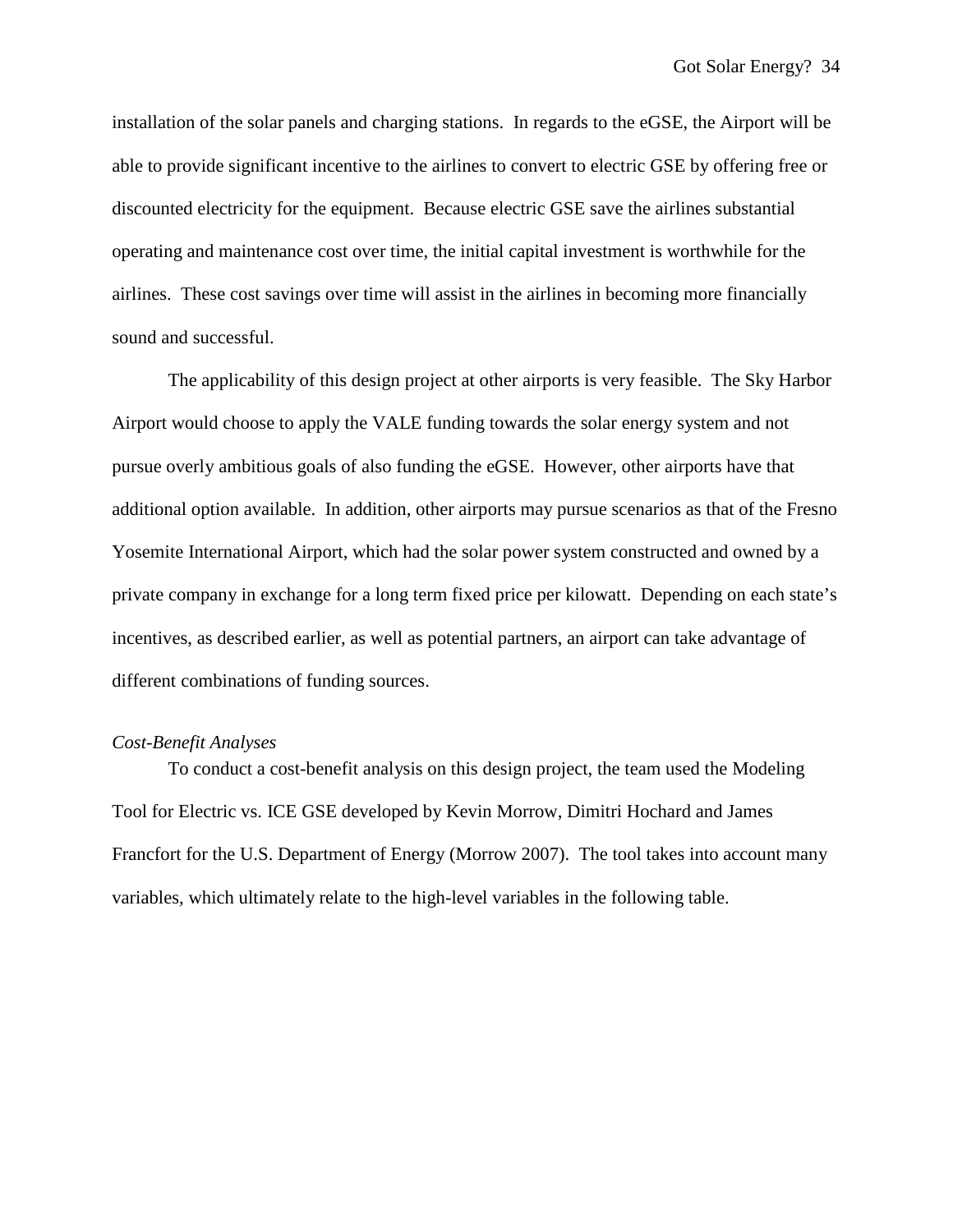installation of the solar panels and charging stations. In regards to the eGSE, the Airport will be able to provide significant incentive to the airlines to convert to electric GSE by offering free or discounted electricity for the equipment. Because electric GSE save the airlines substantial operating and maintenance cost over time, the initial capital investment is worthwhile for the airlines. These cost savings over time will assist in the airlines in becoming more financially sound and successful.

The applicability of this design project at other airports is very feasible. The Sky Harbor Airport would choose to apply the VALE funding towards the solar energy system and not pursue overly ambitious goals of also funding the eGSE. However, other airports have that additional option available. In addition, other airports may pursue scenarios as that of the Fresno Yosemite International Airport, which had the solar power system constructed and owned by a private company in exchange for a long term fixed price per kilowatt. Depending on each state's incentives, as described earlier, as well as potential partners, an airport can take advantage of different combinations of funding sources.

*Cost-Benefit Analyses*

To conduct a cost-benefit analysis on this design project, the team used the Modeling Tool for Electric vs. ICE GSE developed by Kevin Morrow, Dimitri Hochard and James Francfort for the U.S. Department of Energy (Morrow 2007). The tool takes into account many variables, which ultimately relate to the high-level variables in the following table.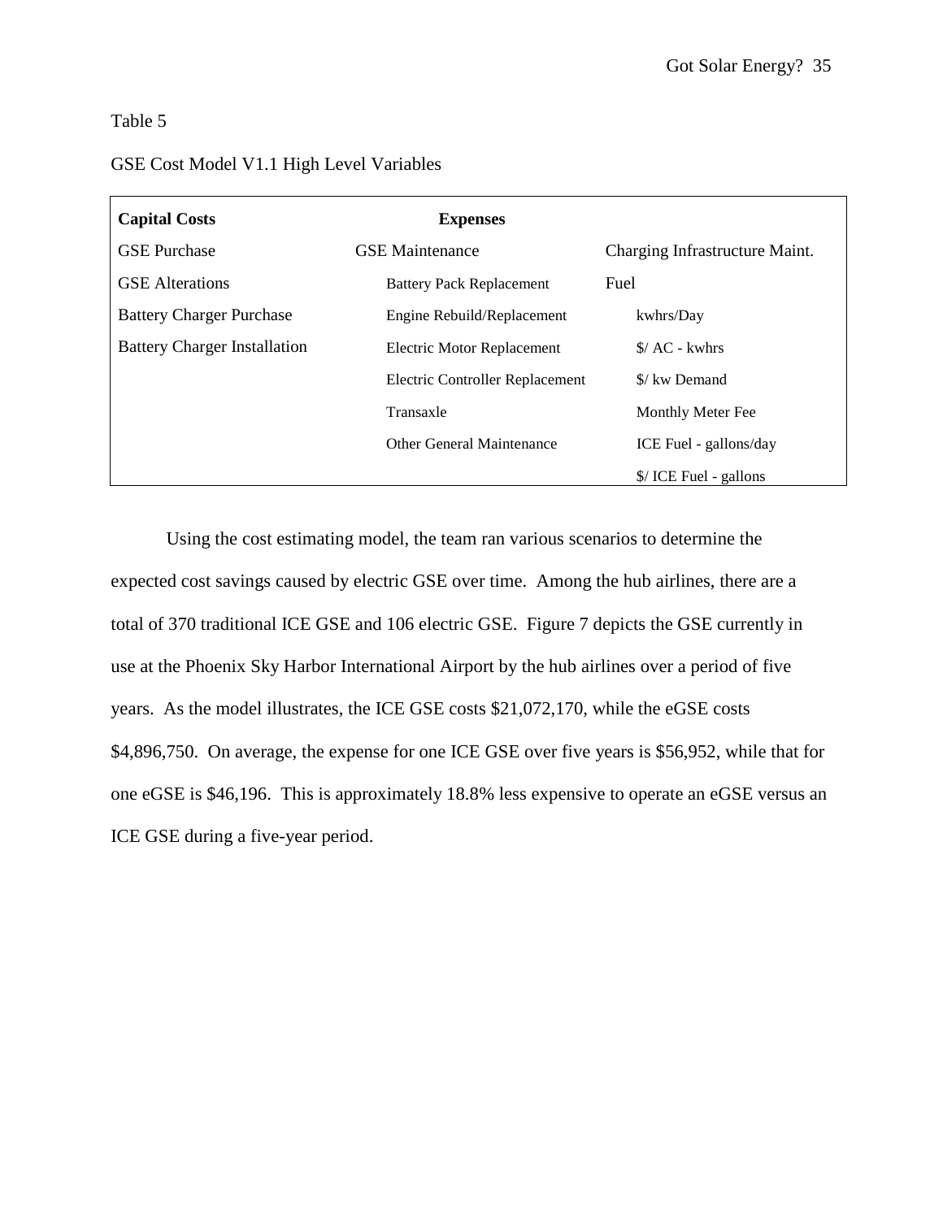Table 5

GSE Cost Model V1.1 High Level Variables

| Capital Costs | Expenses | |
|---|---|---|
| GSE Purchase | GSE Maintenance | Charging Infrastructure Maint. |
| GSE Alterations | Battery Pack Replacement | Fuel |
| Battery Charger Purchase | Engine Rebuild/Replacement | kwhrs/Day |
| Battery Charger Installation | Electric Motor Replacement | $/ AC - kwhrs |
| | Electric Controller Replacement | $/ kw Demand |
| | Transaxle | Monthly Meter Fee |
| | Other General Maintenance | ICE Fuel - gallons/day |
| | | $/ ICE Fuel - gallons |

Using the cost estimating model, the team ran various scenarios to determine the expected cost savings caused by electric GSE over time. Among the hub airlines, there are a total of 370 traditional ICE GSE and 106 electric GSE. Figure 7 depicts the GSE currently in use at the Phoenix Sky Harbor International Airport by the hub airlines over a period of five years. As the model illustrates, the ICE GSE costs $21,072,170, while the eGSE costs $4,896,750. On average, the expense for one ICE GSE over five years is $56,952, while that for one eGSE is $46,196. This is approximately 18.8% less expensive to operate an eGSE versus an ICE GSE during a five-year period.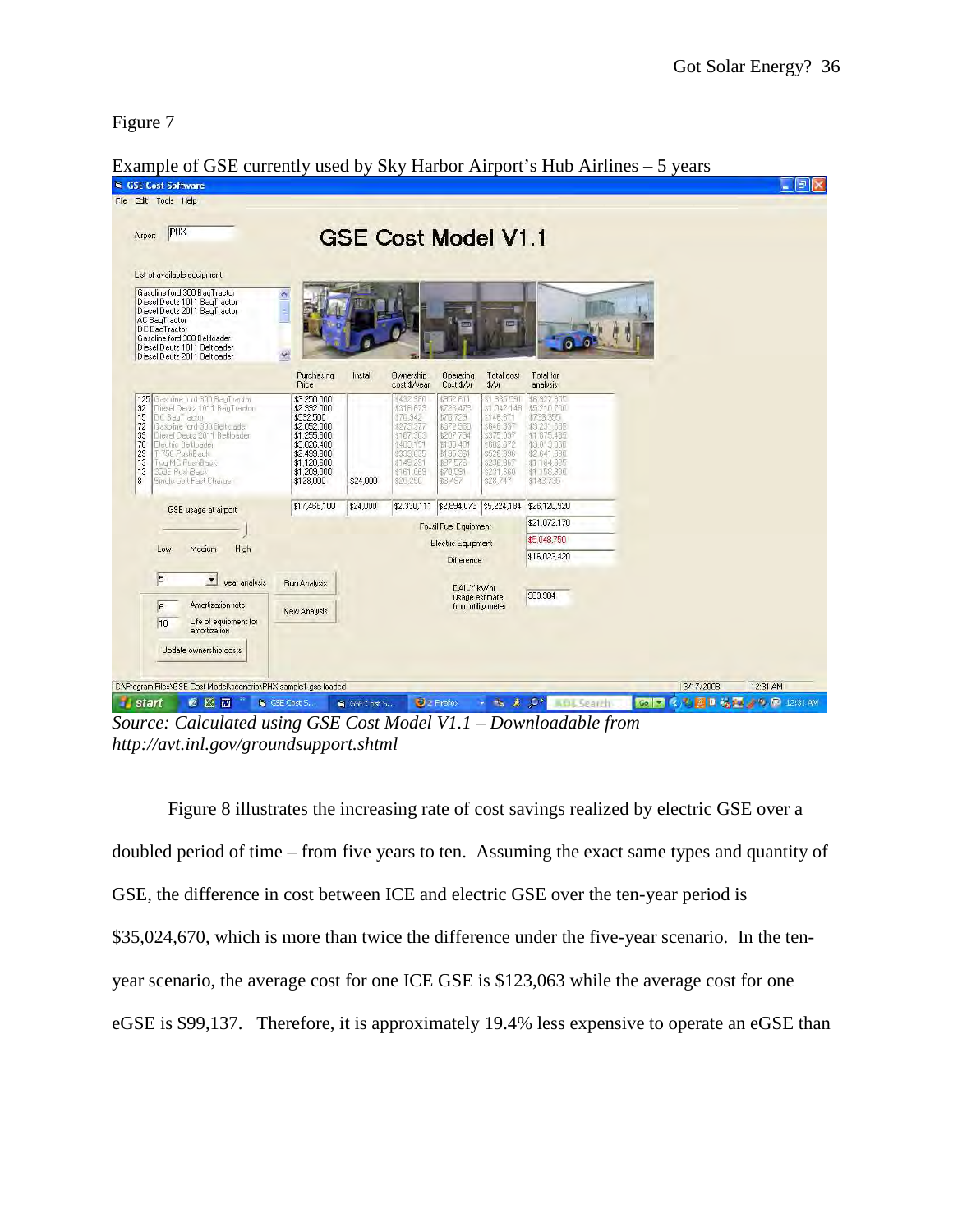Figure 7

Example of GSE currently used by Sky Harbor Airport's Hub Airlines – 5 years

*Source: Calculated using GSE Cost Model V1.1 – Downloadable from http://avt.inl.gov/groundsupport.shtml*

Figure 8 illustrates the increasing rate of cost savings realized by electric GSE over a doubled period of time – from five years to ten. Assuming the exact same types and quantity of GSE, the difference in cost between ICE and electric GSE over the ten-year period is $35,024,670, which is more than twice the difference under the five-year scenario. In the ten-year scenario, the average cost for one ICE GSE is $123,063 while the average cost for one eGSE is $99,137. Therefore, it is approximately 19.4% less expensive to operate an eGSE than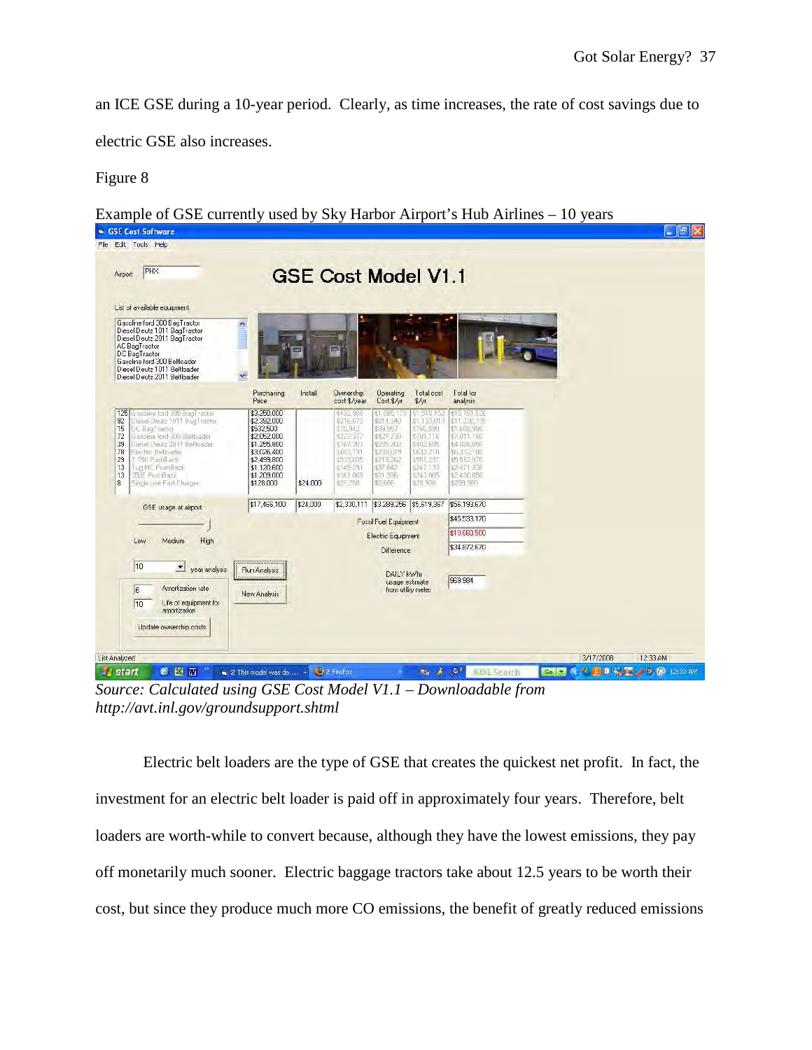an ICE GSE during a 10-year period. Clearly, as time increases, the rate of cost savings due to electric GSE also increases.

Figure 8

Example of GSE currently used by Sky Harbor Airport's Hub Airlines – 10 years

*Source: Calculated using GSE Cost Model V1.1 – Downloadable from http://avt.inl.gov/groundsupport.shtml*

Electric belt loaders are the type of GSE that creates the quickest net profit. In fact, the investment for an electric belt loader is paid off in approximately four years. Therefore, belt loaders are worth-while to convert because, although they have the lowest emissions, they pay off monetarily much sooner. Electric baggage tractors take about 12.5 years to be worth their cost, but since they produce much more CO emissions, the benefit of greatly reduced emissions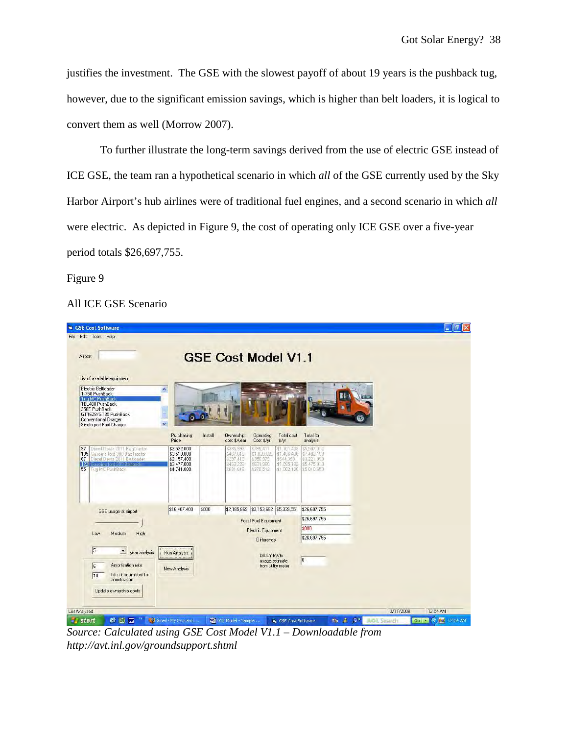justifies the investment. The GSE with the slowest payoff of about 19 years is the pushback tug, however, due to the significant emission savings, which is higher than belt loaders, it is logical to convert them as well (Morrow 2007).

To further illustrate the long-term savings derived from the use of electric GSE instead of ICE GSE, the team ran a hypothetical scenario in which *all* of the GSE currently used by the Sky Harbor Airport's hub airlines were of traditional fuel engines, and a second scenario in which *all* were electric. As depicted in Figure 9, the cost of operating only ICE GSE over a five-year period totals $26,697,755.

Figure 9

All ICE GSE Scenario

*Source: Calculated using GSE Cost Model V1.1 – Downloadable from http://avt.inl.gov/groundsupport.shtml*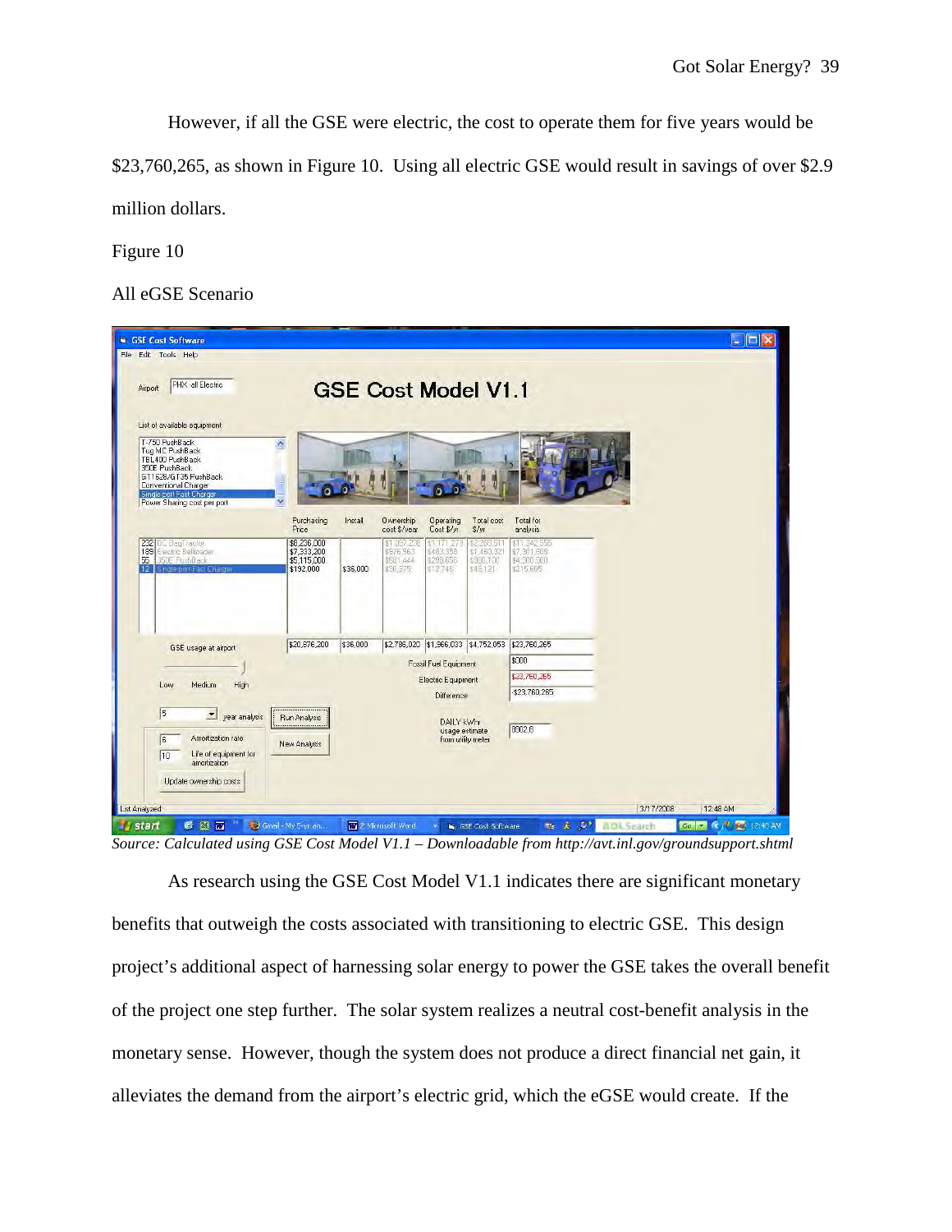However, if all the GSE were electric, the cost to operate them for five years would be $23,760,265, as shown in Figure 10. Using all electric GSE would result in savings of over $2.9 million dollars.

Figure 10

All eGSE Scenario

*Source: Calculated using GSE Cost Model V1.1 – Downloadable from http://avt.inl.gov/groundsupport.shtml*

As research using the GSE Cost Model V1.1 indicates there are significant monetary benefits that outweigh the costs associated with transitioning to electric GSE. This design project's additional aspect of harnessing solar energy to power the GSE takes the overall benefit of the project one step further. The solar system realizes a neutral cost-benefit analysis in the monetary sense. However, though the system does not produce a direct financial net gain, it alleviates the demand from the airport's electric grid, which the eGSE would create. If the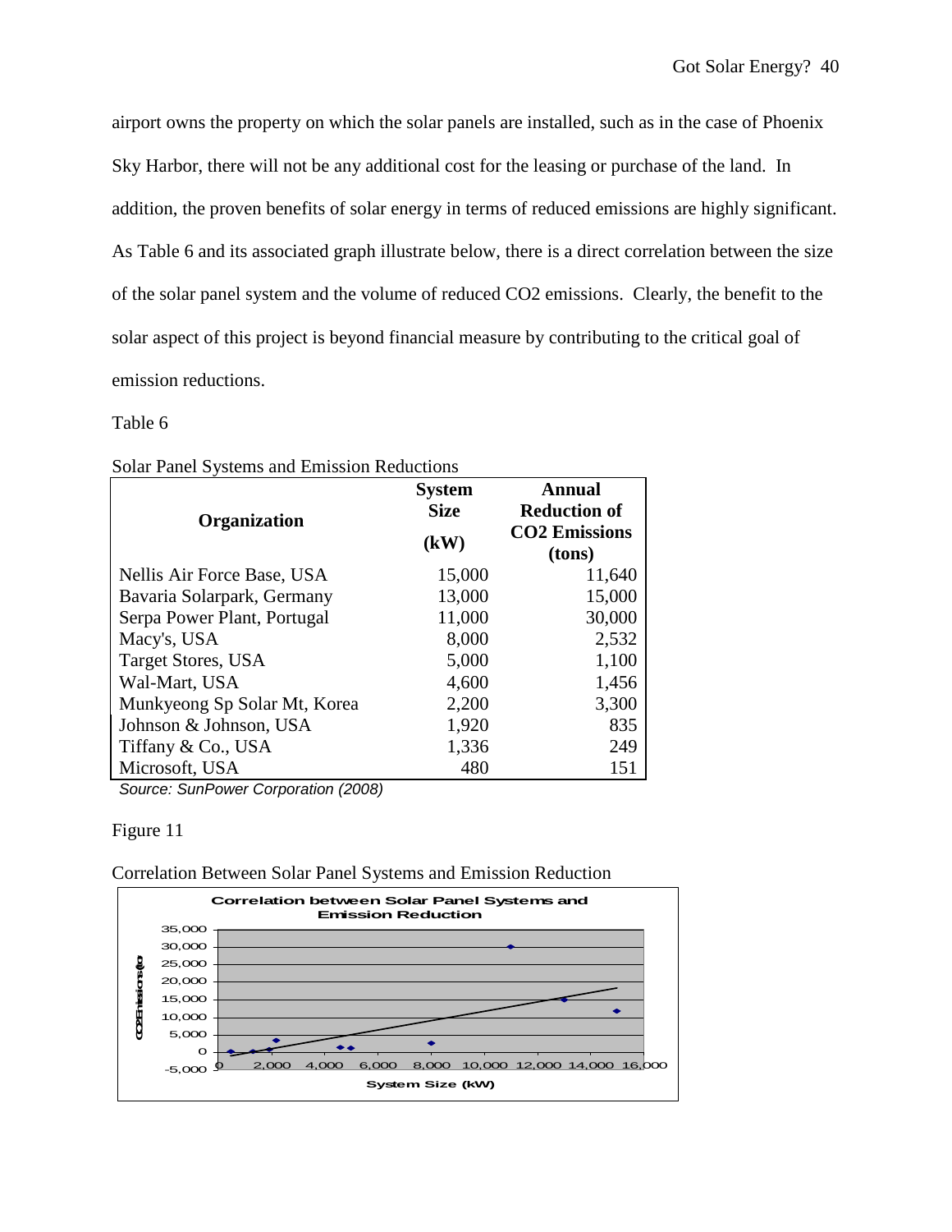airport owns the property on which the solar panels are installed, such as in the case of Phoenix Sky Harbor, there will not be any additional cost for the leasing or purchase of the land. In addition, the proven benefits of solar energy in terms of reduced emissions are highly significant. As Table 6 and its associated graph illustrate below, there is a direct correlation between the size of the solar panel system and the volume of reduced CO2 emissions. Clearly, the benefit to the solar aspect of this project is beyond financial measure by contributing to the critical goal of emission reductions.

Table 6

Solar Panel Systems and Emission Reductions

| Organization | System Size (kW) | Annual Reduction of CO2 Emissions (tons) |
|---|---|---|
| Nellis Air Force Base, USA | 15,000 | 11,640 |
| Bavaria Solarpark, Germany | 13,000 | 15,000 |
| Serpa Power Plant, Portugal | 11,000 | 30,000 |
| Macy's, USA | 8,000 | 2,532 |
| Target Stores, USA | 5,000 | 1,100 |
| Wal-Mart, USA | 4,600 | 1,456 |
| Munkyeong Sp Solar Mt, Korea | 2,200 | 3,300 |
| Johnson & Johnson, USA | 1,920 | 835 |
| Tiffany & Co., USA | 1,336 | 249 |
| Microsoft, USA | 480 | 151 |

*Source: SunPower Corporation (2008)*

Figure 11

Correlation Between Solar Panel Systems and Emission Reduction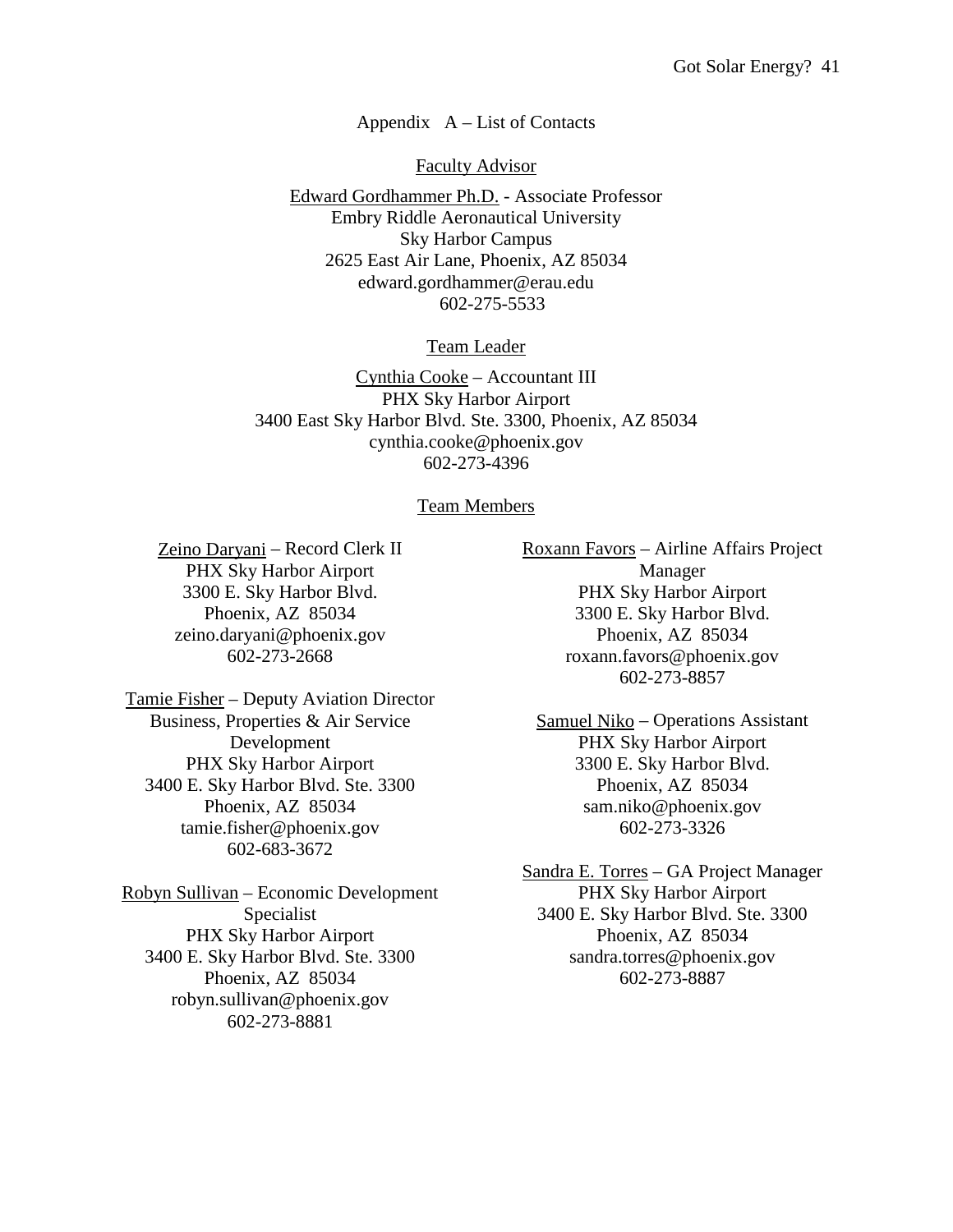## Appendix A – List of Contacts

### Faculty Advisor

Edward Gordhammer Ph.D. - Associate Professor
Embry Riddle Aeronautical University
Sky Harbor Campus
2625 East Air Lane, Phoenix, AZ 85034
edward.gordhammer@erau.edu
602-275-5533

### Team Leader

Cynthia Cooke – Accountant III
PHX Sky Harbor Airport
3400 East Sky Harbor Blvd. Ste. 3300, Phoenix, AZ 85034
cynthia.cooke@phoenix.gov
602-273-4396

### Team Members

Zeino Daryani – Record Clerk II
PHX Sky Harbor Airport
3300 E. Sky Harbor Blvd.
Phoenix, AZ 85034
zeino.daryani@phoenix.gov
602-273-2668

Tamie Fisher – Deputy Aviation Director
Business, Properties & Air Service Development
PHX Sky Harbor Airport
3400 E. Sky Harbor Blvd. Ste. 3300
Phoenix, AZ 85034
tamie.fisher@phoenix.gov
602-683-3672

Robyn Sullivan – Economic Development Specialist
PHX Sky Harbor Airport
3400 E. Sky Harbor Blvd. Ste. 3300
Phoenix, AZ 85034
robyn.sullivan@phoenix.gov
602-273-8881

Roxann Favors – Airline Affairs Project Manager
PHX Sky Harbor Airport
3300 E. Sky Harbor Blvd.
Phoenix, AZ 85034
roxann.favors@phoenix.gov
602-273-8857

Samuel Niko – Operations Assistant
PHX Sky Harbor Airport
3300 E. Sky Harbor Blvd.
Phoenix, AZ 85034
sam.niko@phoenix.gov
602-273-3326

Sandra E. Torres – GA Project Manager
PHX Sky Harbor Airport
3400 E. Sky Harbor Blvd. Ste. 3300
Phoenix, AZ 85034
sandra.torres@phoenix.gov
602-273-8887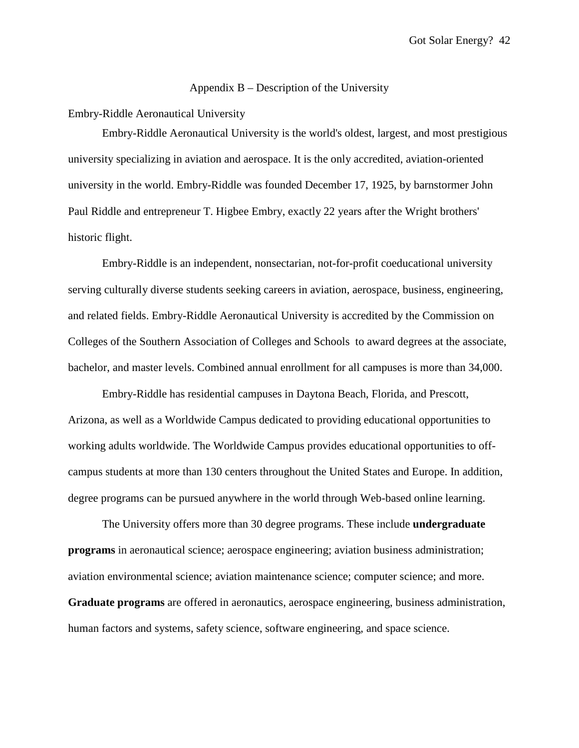## Appendix B – Description of the University

### Embry-Riddle Aeronautical University

Embry-Riddle Aeronautical University is the world's oldest, largest, and most prestigious university specializing in aviation and aerospace. It is the only accredited, aviation-oriented university in the world. Embry-Riddle was founded December 17, 1925, by barnstormer John Paul Riddle and entrepreneur T. Higbee Embry, exactly 22 years after the Wright brothers' historic flight.

Embry-Riddle is an independent, nonsectarian, not-for-profit coeducational university serving culturally diverse students seeking careers in aviation, aerospace, business, engineering, and related fields. Embry-Riddle Aeronautical University is accredited by the Commission on Colleges of the Southern Association of Colleges and Schools to award degrees at the associate, bachelor, and master levels. Combined annual enrollment for all campuses is more than 34,000.

Embry-Riddle has residential campuses in Daytona Beach, Florida, and Prescott, Arizona, as well as a Worldwide Campus dedicated to providing educational opportunities to working adults worldwide. The Worldwide Campus provides educational opportunities to off-campus students at more than 130 centers throughout the United States and Europe. In addition, degree programs can be pursued anywhere in the world through Web-based online learning.

The University offers more than 30 degree programs. These include **undergraduate programs** in aeronautical science; aerospace engineering; aviation business administration; aviation environmental science; aviation maintenance science; computer science; and more. **Graduate programs** are offered in aeronautics, aerospace engineering, business administration, human factors and systems, safety science, software engineering, and space science.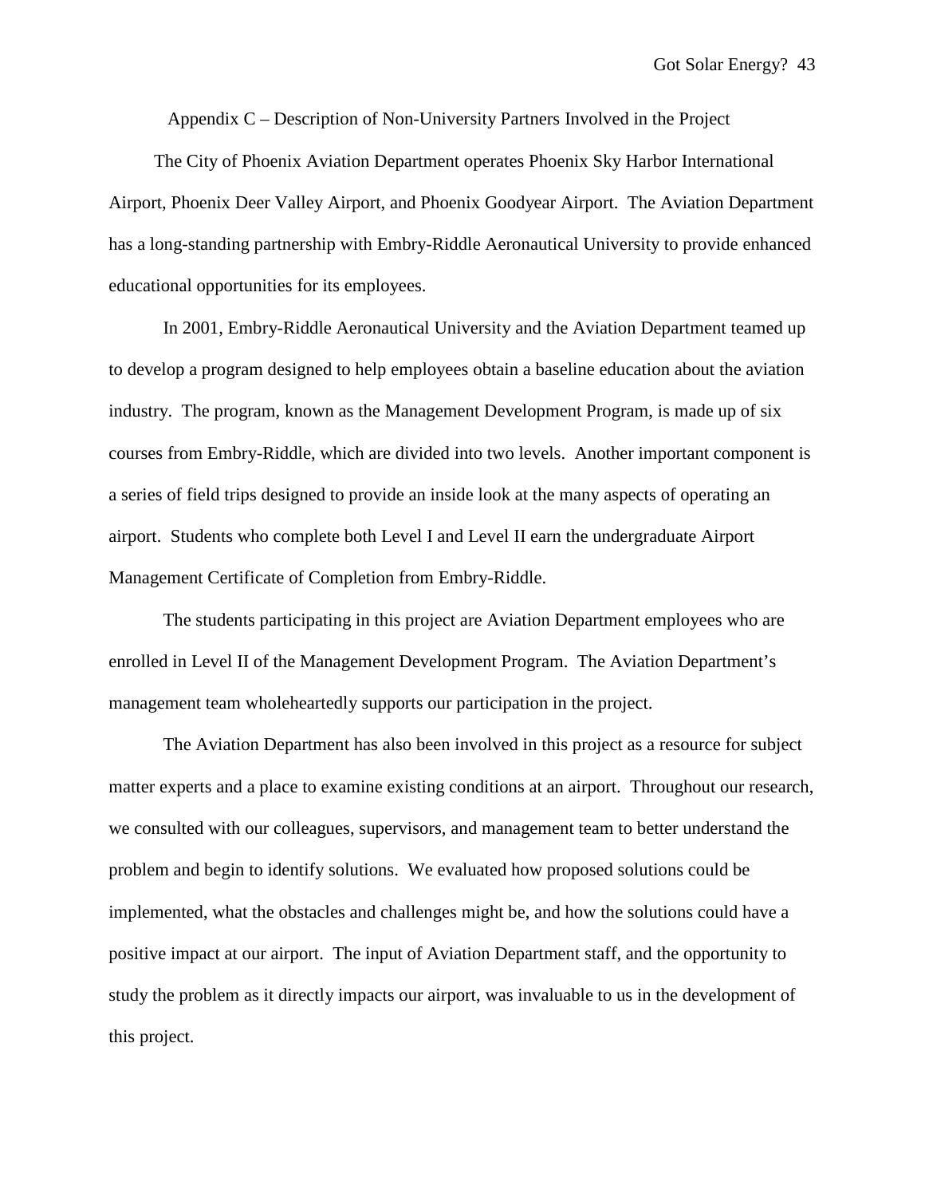# Appendix C – Description of Non-University Partners Involved in the Project

The City of Phoenix Aviation Department operates Phoenix Sky Harbor International Airport, Phoenix Deer Valley Airport, and Phoenix Goodyear Airport. The Aviation Department has a long-standing partnership with Embry-Riddle Aeronautical University to provide enhanced educational opportunities for its employees.

In 2001, Embry-Riddle Aeronautical University and the Aviation Department teamed up to develop a program designed to help employees obtain a baseline education about the aviation industry. The program, known as the Management Development Program, is made up of six courses from Embry-Riddle, which are divided into two levels. Another important component is a series of field trips designed to provide an inside look at the many aspects of operating an airport. Students who complete both Level I and Level II earn the undergraduate Airport Management Certificate of Completion from Embry-Riddle.

The students participating in this project are Aviation Department employees who are enrolled in Level II of the Management Development Program. The Aviation Department's management team wholeheartedly supports our participation in the project.

The Aviation Department has also been involved in this project as a resource for subject matter experts and a place to examine existing conditions at an airport. Throughout our research, we consulted with our colleagues, supervisors, and management team to better understand the problem and begin to identify solutions. We evaluated how proposed solutions could be implemented, what the obstacles and challenges might be, and how the solutions could have a positive impact at our airport. The input of Aviation Department staff, and the opportunity to study the problem as it directly impacts our airport, was invaluable to us in the development of this project.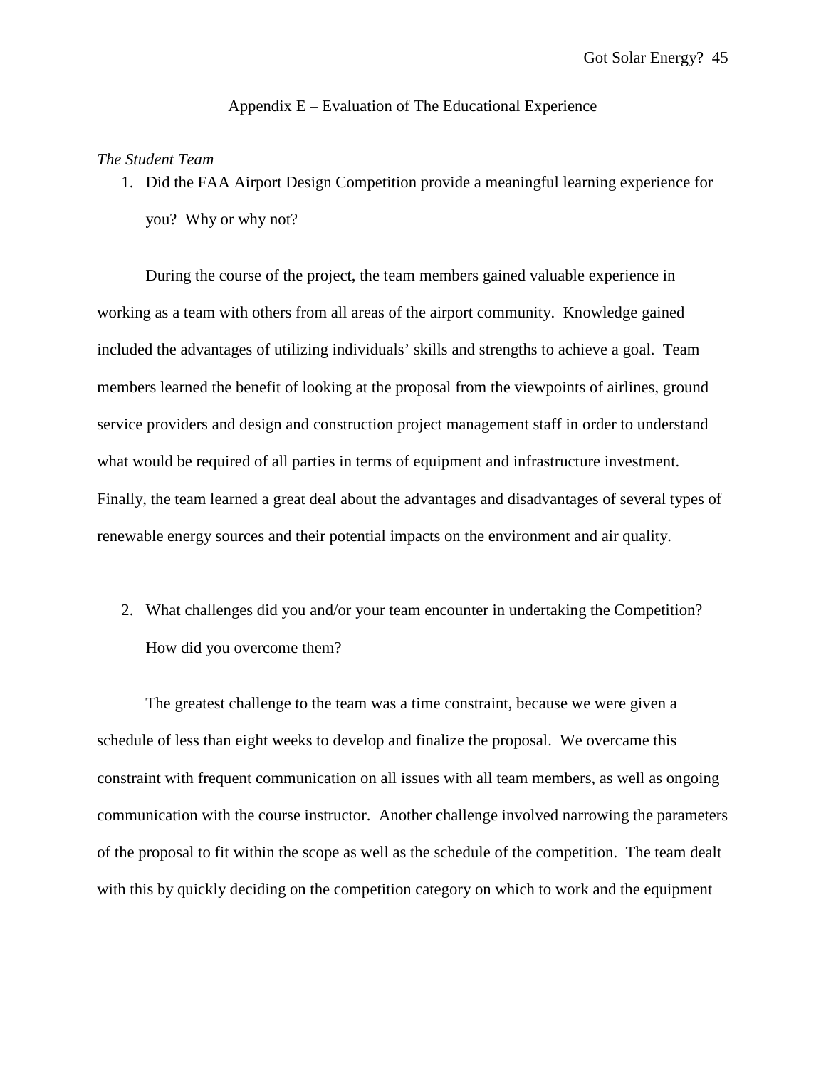## Appendix E – Evaluation of The Educational Experience

*The Student Team*

1. Did the FAA Airport Design Competition provide a meaningful learning experience for you? Why or why not?

During the course of the project, the team members gained valuable experience in working as a team with others from all areas of the airport community. Knowledge gained included the advantages of utilizing individuals' skills and strengths to achieve a goal. Team members learned the benefit of looking at the proposal from the viewpoints of airlines, ground service providers and design and construction project management staff in order to understand what would be required of all parties in terms of equipment and infrastructure investment. Finally, the team learned a great deal about the advantages and disadvantages of several types of renewable energy sources and their potential impacts on the environment and air quality.

2. What challenges did you and/or your team encounter in undertaking the Competition? How did you overcome them?

The greatest challenge to the team was a time constraint, because we were given a schedule of less than eight weeks to develop and finalize the proposal. We overcame this constraint with frequent communication on all issues with all team members, as well as ongoing communication with the course instructor. Another challenge involved narrowing the parameters of the proposal to fit within the scope as well as the schedule of the competition. The team dealt with this by quickly deciding on the competition category on which to work and the equipment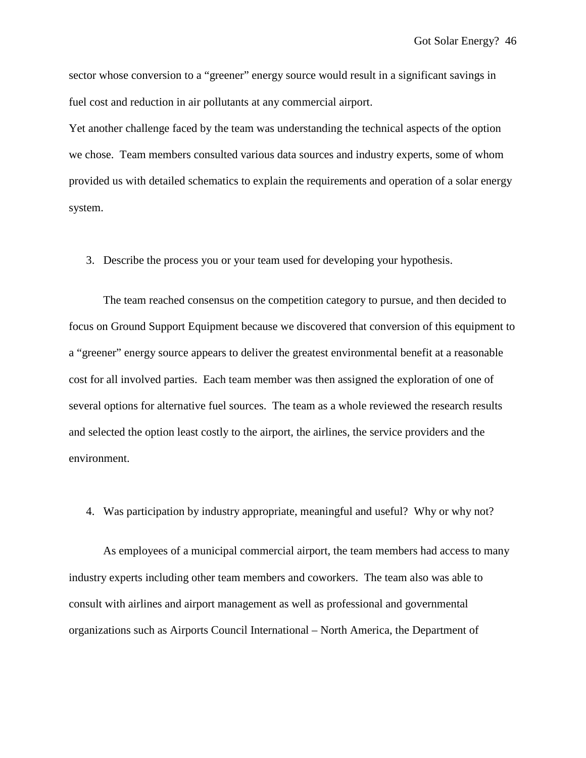sector whose conversion to a “greener” energy source would result in a significant savings in fuel cost and reduction in air pollutants at any commercial airport.

Yet another challenge faced by the team was understanding the technical aspects of the option we chose. Team members consulted various data sources and industry experts, some of whom provided us with detailed schematics to explain the requirements and operation of a solar energy system.

3. Describe the process you or your team used for developing your hypothesis.

The team reached consensus on the competition category to pursue, and then decided to focus on Ground Support Equipment because we discovered that conversion of this equipment to a “greener” energy source appears to deliver the greatest environmental benefit at a reasonable cost for all involved parties. Each team member was then assigned the exploration of one of several options for alternative fuel sources. The team as a whole reviewed the research results and selected the option least costly to the airport, the airlines, the service providers and the environment.

4. Was participation by industry appropriate, meaningful and useful? Why or why not?

As employees of a municipal commercial airport, the team members had access to many industry experts including other team members and coworkers. The team also was able to consult with airlines and airport management as well as professional and governmental organizations such as Airports Council International – North America, the Department of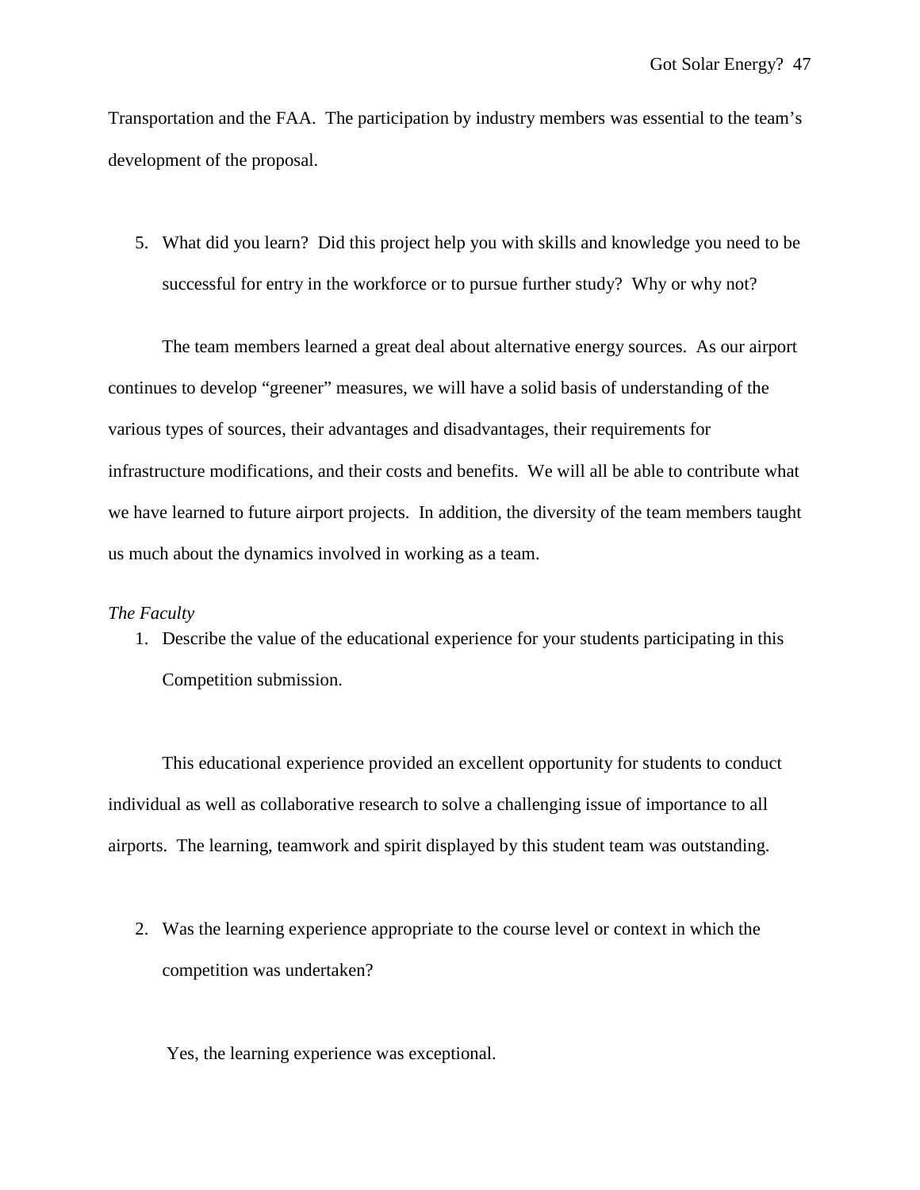Transportation and the FAA. The participation by industry members was essential to the team's development of the proposal.

5. What did you learn? Did this project help you with skills and knowledge you need to be successful for entry in the workforce or to pursue further study? Why or why not?

The team members learned a great deal about alternative energy sources. As our airport continues to develop "greener" measures, we will have a solid basis of understanding of the various types of sources, their advantages and disadvantages, their requirements for infrastructure modifications, and their costs and benefits. We will all be able to contribute what we have learned to future airport projects. In addition, the diversity of the team members taught us much about the dynamics involved in working as a team.

*The Faculty*

1. Describe the value of the educational experience for your students participating in this Competition submission.

This educational experience provided an excellent opportunity for students to conduct individual as well as collaborative research to solve a challenging issue of importance to all airports. The learning, teamwork and spirit displayed by this student team was outstanding.

2. Was the learning experience appropriate to the course level or context in which the competition was undertaken?

Yes, the learning experience was exceptional.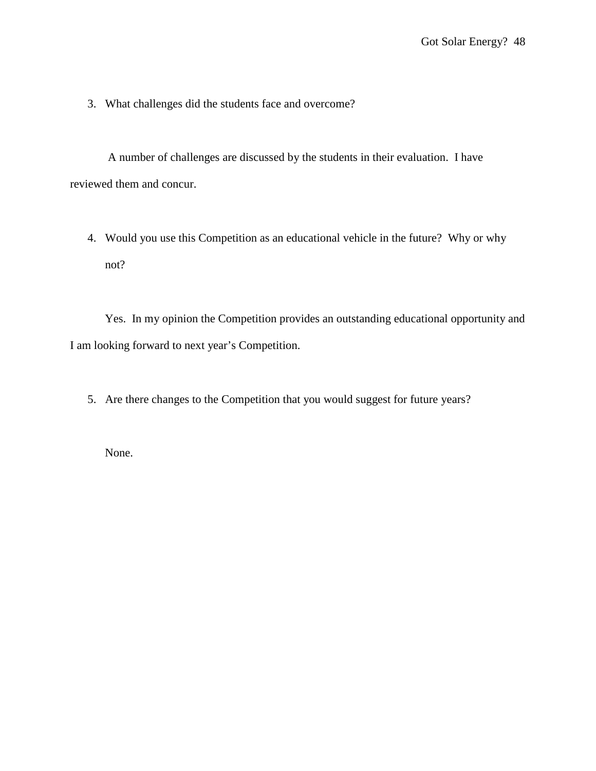3. What challenges did the students face and overcome?

A number of challenges are discussed by the students in their evaluation. I have reviewed them and concur.

4. Would you use this Competition as an educational vehicle in the future? Why or why not?

Yes. In my opinion the Competition provides an outstanding educational opportunity and I am looking forward to next year's Competition.

5. Are there changes to the Competition that you would suggest for future years?

None.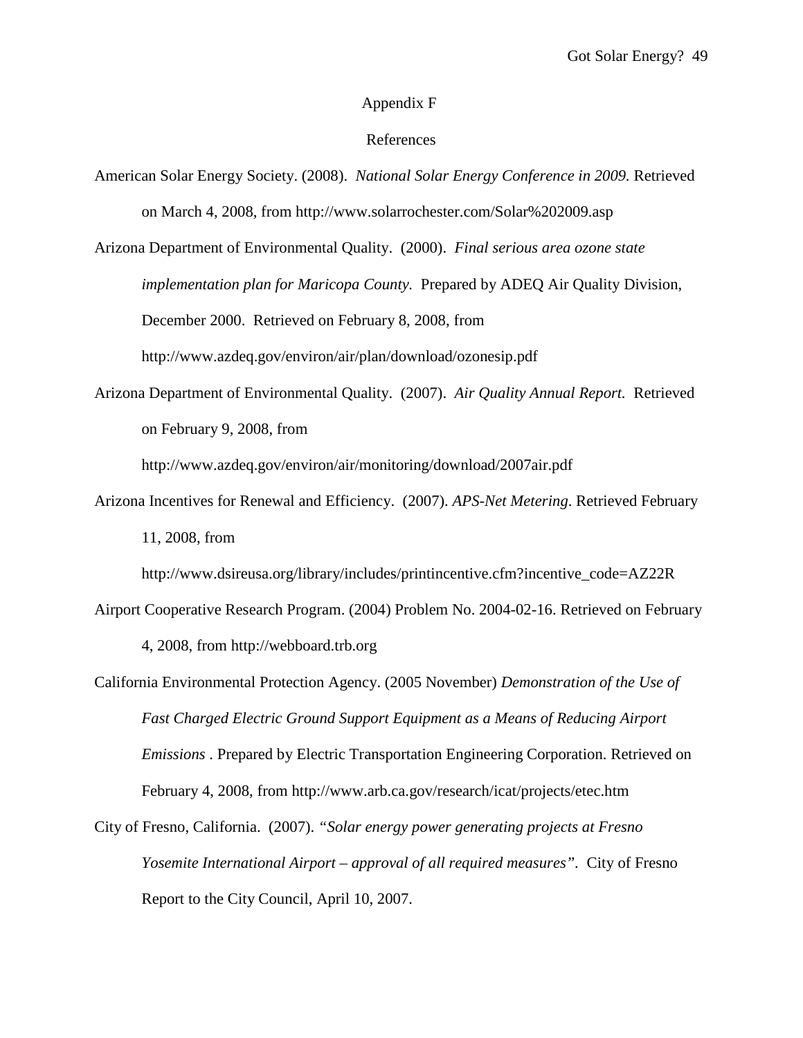## Appendix F

## References

American Solar Energy Society. (2008). *National Solar Energy Conference in 2009.* Retrieved on March 4, 2008, from http://www.solarrochester.com/Solar%202009.asp

Arizona Department of Environmental Quality. (2000). *Final serious area ozone state implementation plan for Maricopa County.* Prepared by ADEQ Air Quality Division, December 2000. Retrieved on February 8, 2008, from http://www.azdeq.gov/environ/air/plan/download/ozonesip.pdf

Arizona Department of Environmental Quality. (2007). *Air Quality Annual Report.* Retrieved on February 9, 2008, from http://www.azdeq.gov/environ/air/monitoring/download/2007air.pdf

Arizona Incentives for Renewal and Efficiency. (2007). *APS-Net Metering*. Retrieved February 11, 2008, from http://www.dsireusa.org/library/includes/printincentive.cfm?incentive_code=AZ22R

Airport Cooperative Research Program. (2004) Problem No. 2004-02-16. Retrieved on February 4, 2008, from http://webboard.trb.org

California Environmental Protection Agency. (2005 November) *Demonstration of the Use of Fast Charged Electric Ground Support Equipment as a Means of Reducing Airport Emissions* . Prepared by Electric Transportation Engineering Corporation. Retrieved on February 4, 2008, from http://www.arb.ca.gov/research/icat/projects/etec.htm

City of Fresno, California. (2007). *"Solar energy power generating projects at Fresno Yosemite International Airport – approval of all required measures".* City of Fresno Report to the City Council, April 10, 2007.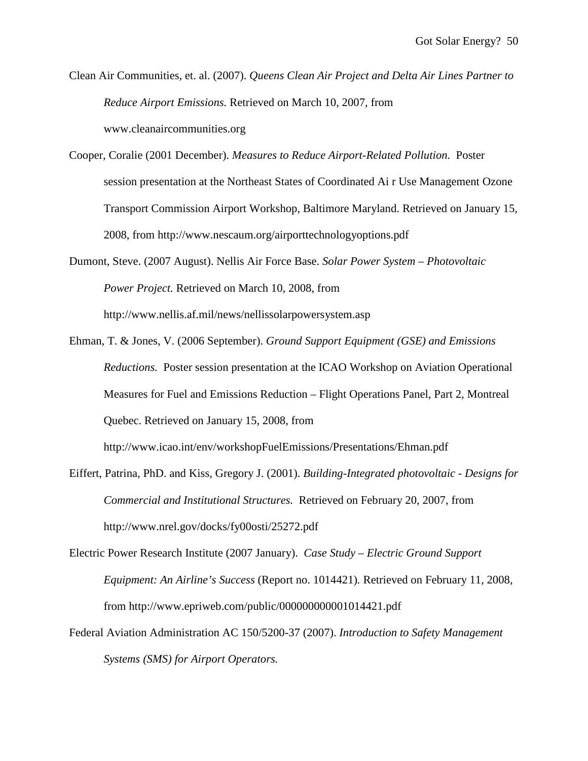Clean Air Communities, et. al. (2007). *Queens Clean Air Project and Delta Air Lines Partner to Reduce Airport Emissions.* Retrieved on March 10, 2007, from www.cleanaircommunities.org

Cooper, Coralie (2001 December). *Measures to Reduce Airport-Related Pollution.* Poster session presentation at the Northeast States of Coordinated Ai r Use Management Ozone Transport Commission Airport Workshop, Baltimore Maryland. Retrieved on January 15, 2008, from http://www.nescaum.org/airporttechnologyoptions.pdf

Dumont, Steve. (2007 August). Nellis Air Force Base. *Solar Power System – Photovoltaic Power Project*. Retrieved on March 10, 2008, from http://www.nellis.af.mil/news/nellissolarpowersystem.asp

Ehman, T. & Jones, V. (2006 September). *Ground Support Equipment (GSE) and Emissions Reductions.* Poster session presentation at the ICAO Workshop on Aviation Operational Measures for Fuel and Emissions Reduction – Flight Operations Panel, Part 2, Montreal Quebec. Retrieved on January 15, 2008, from http://www.icao.int/env/workshopFuelEmissions/Presentations/Ehman.pdf

Eiffert, Patrina, PhD. and Kiss, Gregory J. (2001). *Building-Integrated photovoltaic - Designs for Commercial and Institutional Structures.* Retrieved on February 20, 2007, from http://www.nrel.gov/docks/fy00osti/25272.pdf

Electric Power Research Institute (2007 January). *Case Study – Electric Ground Support Equipment: An Airline's Success* (Report no. 1014421). Retrieved on February 11, 2008, from http://www.epriweb.com/public/000000000001014421.pdf

Federal Aviation Administration AC 150/5200-37 (2007). *Introduction to Safety Management Systems (SMS) for Airport Operators.*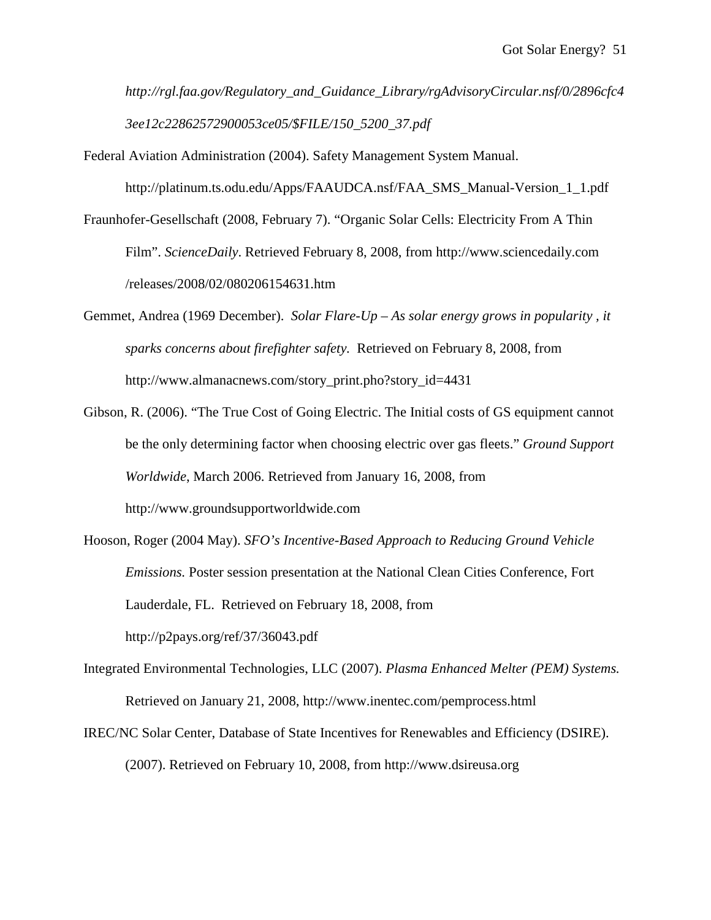*http://rgl.faa.gov/Regulatory_and_Guidance_Library/rgAdvisoryCircular.nsf/0/2896cfc43ee12c22862572900053ce05/$FILE/150_5200_37.pdf*

Federal Aviation Administration (2004). Safety Management System Manual. http://platinum.ts.odu.edu/Apps/FAAUDCA.nsf/FAA_SMS_Manual-Version_1_1.pdf

Fraunhofer-Gesellschaft (2008, February 7). "Organic Solar Cells: Electricity From A Thin Film". *ScienceDaily*. Retrieved February 8, 2008, from http://www.sciencedaily.com/releases/2008/02/080206154631.htm

Gemmet, Andrea (1969 December). *Solar Flare-Up – As solar energy grows in popularity , it sparks concerns about firefighter safety.* Retrieved on February 8, 2008, from http://www.almanacnews.com/story_print.pho?story_id=4431

Gibson, R. (2006). "The True Cost of Going Electric. The Initial costs of GS equipment cannot be the only determining factor when choosing electric over gas fleets." *Ground Support Worldwide*, March 2006. Retrieved from January 16, 2008, from http://www.groundsupportworldwide.com

Hooson, Roger (2004 May). *SFO's Incentive-Based Approach to Reducing Ground Vehicle Emissions.* Poster session presentation at the National Clean Cities Conference, Fort Lauderdale, FL. Retrieved on February 18, 2008, from http://p2pays.org/ref/37/36043.pdf

Integrated Environmental Technologies, LLC (2007). *Plasma Enhanced Melter (PEM) Systems.* Retrieved on January 21, 2008, http://www.inentec.com/pemprocess.html

IREC/NC Solar Center, Database of State Incentives for Renewables and Efficiency (DSIRE). (2007). Retrieved on February 10, 2008, from http://www.dsireusa.org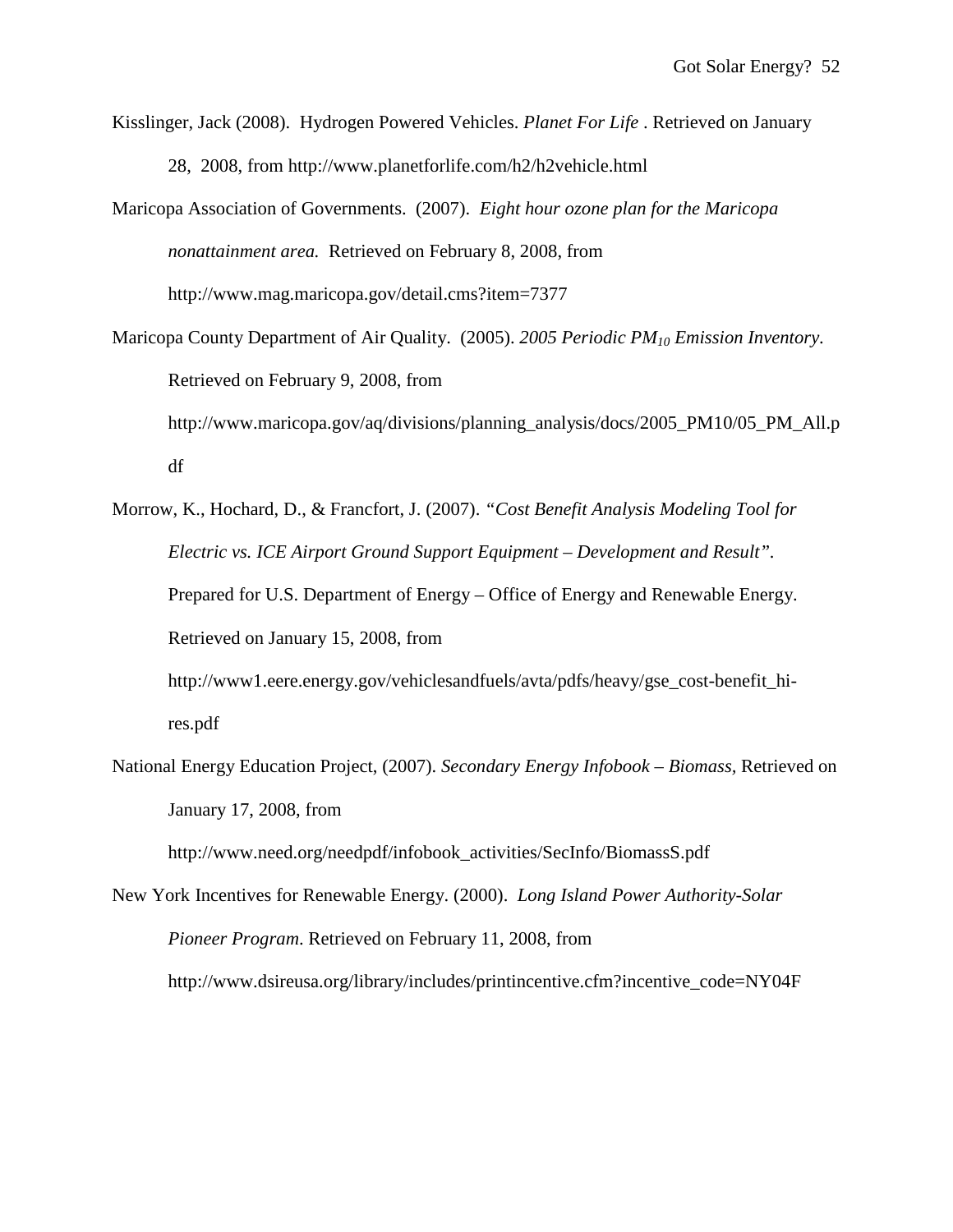Kisslinger, Jack (2008). Hydrogen Powered Vehicles. *Planet For Life* . Retrieved on January 28, 2008, from http://www.planetforlife.com/h2/h2vehicle.html

Maricopa Association of Governments. (2007). *Eight hour ozone plan for the Maricopa nonattainment area.* Retrieved on February 8, 2008, from http://www.mag.maricopa.gov/detail.cms?item=7377

Maricopa County Department of Air Quality. (2005). *2005 Periodic $PM_{10}$ Emission Inventory*. Retrieved on February 9, 2008, from http://www.maricopa.gov/aq/divisions/planning_analysis/docs/2005_PM10/05_PM_All.pdf

Morrow, K., Hochard, D., & Francfort, J. (2007). *"Cost Benefit Analysis Modeling Tool for Electric vs. ICE Airport Ground Support Equipment – Development and Result".* Prepared for U.S. Department of Energy – Office of Energy and Renewable Energy. Retrieved on January 15, 2008, from http://www1.eere.energy.gov/vehiclesandfuels/avta/pdfs/heavy/gse_cost-benefit_hi-res.pdf

National Energy Education Project, (2007). *Secondary Energy Infobook – Biomass*, Retrieved on January 17, 2008, from http://www.need.org/needpdf/infobook_activities/SecInfo/BiomassS.pdf

New York Incentives for Renewable Energy. (2000). *Long Island Power Authority-Solar Pioneer Program*. Retrieved on February 11, 2008, from http://www.dsireusa.org/library/includes/printincentive.cfm?incentive_code=NY04F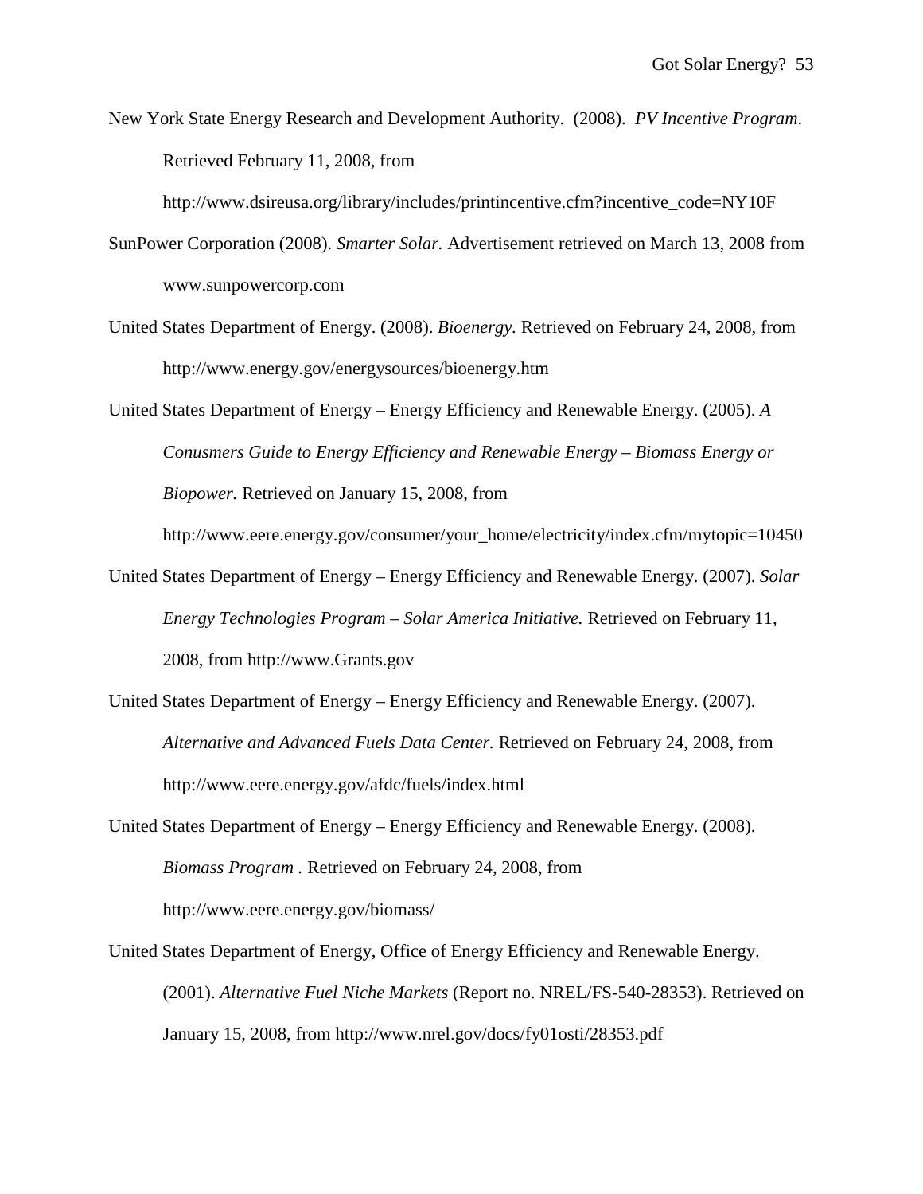New York State Energy Research and Development Authority. (2008). *PV Incentive Program*. Retrieved February 11, 2008, from http://www.dsireusa.org/library/includes/printincentive.cfm?incentive_code=NY10F

SunPower Corporation (2008). *Smarter Solar.* Advertisement retrieved on March 13, 2008 from www.sunpowercorp.com

United States Department of Energy. (2008). *Bioenergy.* Retrieved on February 24, 2008, from http://www.energy.gov/energysources/bioenergy.htm

United States Department of Energy – Energy Efficiency and Renewable Energy. (2005). *A Conusmers Guide to Energy Efficiency and Renewable Energy – Biomass Energy or Biopower.* Retrieved on January 15, 2008, from http://www.eere.energy.gov/consumer/your_home/electricity/index.cfm/mytopic=10450

United States Department of Energy – Energy Efficiency and Renewable Energy. (2007). *Solar Energy Technologies Program – Solar America Initiative.* Retrieved on February 11, 2008, from http://www.Grants.gov

United States Department of Energy – Energy Efficiency and Renewable Energy. (2007). *Alternative and Advanced Fuels Data Center.* Retrieved on February 24, 2008, from http://www.eere.energy.gov/afdc/fuels/index.html

United States Department of Energy – Energy Efficiency and Renewable Energy. (2008). *Biomass Program* . Retrieved on February 24, 2008, from http://www.eere.energy.gov/biomass/

United States Department of Energy, Office of Energy Efficiency and Renewable Energy. (2001). *Alternative Fuel Niche Markets* (Report no. NREL/FS-540-28353). Retrieved on January 15, 2008, from http://www.nrel.gov/docs/fy01osti/28353.pdf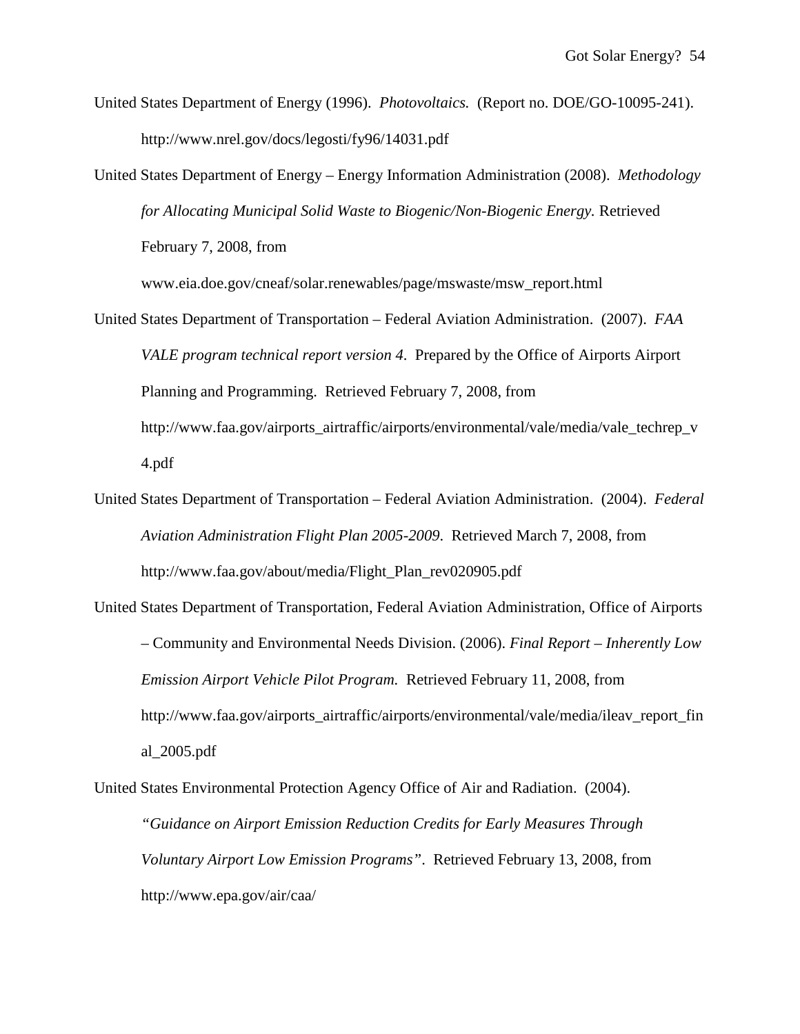United States Department of Energy (1996). *Photovoltaics.* (Report no. DOE/GO-10095-241). http://www.nrel.gov/docs/legosti/fy96/14031.pdf

United States Department of Energy – Energy Information Administration (2008). *Methodology for Allocating Municipal Solid Waste to Biogenic/Non-Biogenic Energy.* Retrieved February 7, 2008, from www.eia.doe.gov/cneaf/solar.renewables/page/mswaste/msw_report.html

United States Department of Transportation – Federal Aviation Administration. (2007). *FAA VALE program technical report version 4*. Prepared by the Office of Airports Airport Planning and Programming. Retrieved February 7, 2008, from http://www.faa.gov/airports_airtraffic/airports/environmental/vale/media/vale_techrep_v4.pdf

United States Department of Transportation – Federal Aviation Administration. (2004). *Federal Aviation Administration Flight Plan 2005-2009*. Retrieved March 7, 2008, from http://www.faa.gov/about/media/Flight_Plan_rev020905.pdf

United States Department of Transportation, Federal Aviation Administration, Office of Airports – Community and Environmental Needs Division. (2006). *Final Report – Inherently Low Emission Airport Vehicle Pilot Program.* Retrieved February 11, 2008, from http://www.faa.gov/airports_airtraffic/airports/environmental/vale/media/ileav_report_final_2005.pdf

United States Environmental Protection Agency Office of Air and Radiation. (2004). *"Guidance on Airport Emission Reduction Credits for Early Measures Through Voluntary Airport Low Emission Programs"*. Retrieved February 13, 2008, from http://www.epa.gov/air/caa/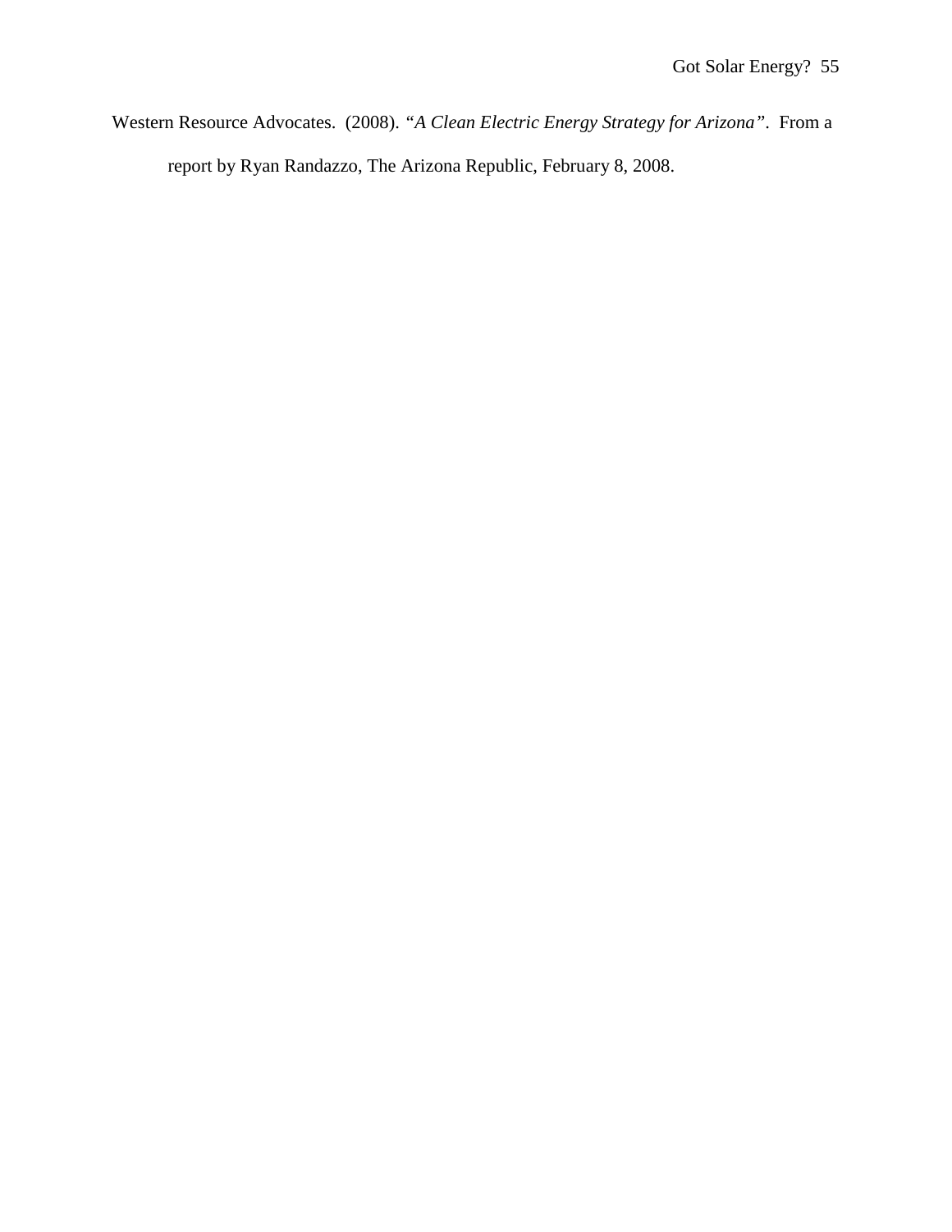Western Resource Advocates. (2008). *"A Clean Electric Energy Strategy for Arizona"*. From a report by Ryan Randazzo, The Arizona Republic, February 8, 2008.